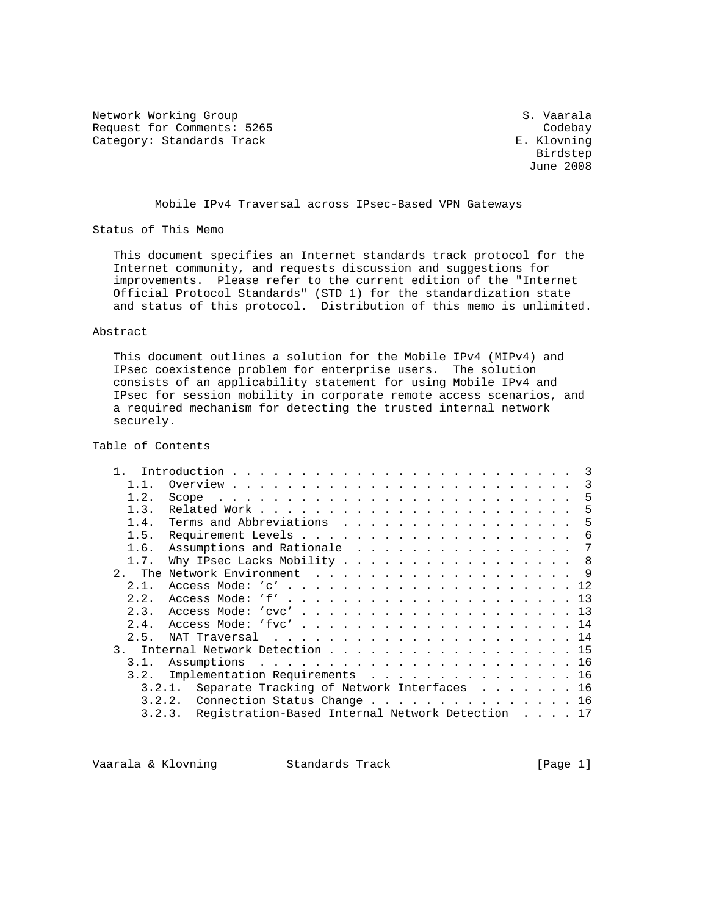Network Working Group S. Vaarala
Request for Comments: 5265 Codebay
Category: Standards Track E. Klovning
Birdstep
June 2008

# Mobile IPv4 Traversal across IPsec-Based VPN Gateways

## Status of This Memo

This document specifies an Internet standards track protocol for the Internet community, and requests discussion and suggestions for improvements. Please refer to the current edition of the "Internet Official Protocol Standards" (STD 1) for the standardization state and status of this protocol. Distribution of this memo is unlimited.

## Abstract

This document outlines a solution for the Mobile IPv4 (MIPv4) and IPsec coexistence problem for enterprise users. The solution consists of an applicability statement for using Mobile IPv4 and IPsec for session mobility in corporate remote access scenarios, and a required mechanism for detecting the trusted internal network securely.

## Table of Contents

```
   1.  Introduction . . . . . . . . . . . . . . . . . . . . . . . . .  3
     1.1.  Overview . . . . . . . . . . . . . . . . . . . . . . . . .  3
     1.2.  Scope  . . . . . . . . . . . . . . . . . . . . . . . . . .  5
     1.3.  Related Work . . . . . . . . . . . . . . . . . . . . . . .  5
     1.4.  Terms and Abbreviations  . . . . . . . . . . . . . . . . .  5
     1.5.  Requirement Levels . . . . . . . . . . . . . . . . . . . .  6
     1.6.  Assumptions and Rationale  . . . . . . . . . . . . . . . .  7
     1.7.  Why IPsec Lacks Mobility . . . . . . . . . . . . . . . . .  8
   2.  The Network Environment  . . . . . . . . . . . . . . . . . . .  9
     2.1.  Access Mode: 'c' . . . . . . . . . . . . . . . . . . . . . 12
     2.2.  Access Mode: 'f' . . . . . . . . . . . . . . . . . . . . . 13
     2.3.  Access Mode: 'cvc' . . . . . . . . . . . . . . . . . . . . 13
     2.4.  Access Mode: 'fvc' . . . . . . . . . . . . . . . . . . . . 14
     2.5.  NAT Traversal  . . . . . . . . . . . . . . . . . . . . . . 14
   3.  Internal Network Detection . . . . . . . . . . . . . . . . . . 15
     3.1.  Assumptions  . . . . . . . . . . . . . . . . . . . . . . . 16
     3.2.  Implementation Requirements  . . . . . . . . . . . . . . . 16
       3.2.1.  Separate Tracking of Network Interfaces  . . . . . . . 16
       3.2.2.  Connection Status Change . . . . . . . . . . . . . . . 16
       3.2.3.  Registration-Based Internal Network Detection  . . . . 17
```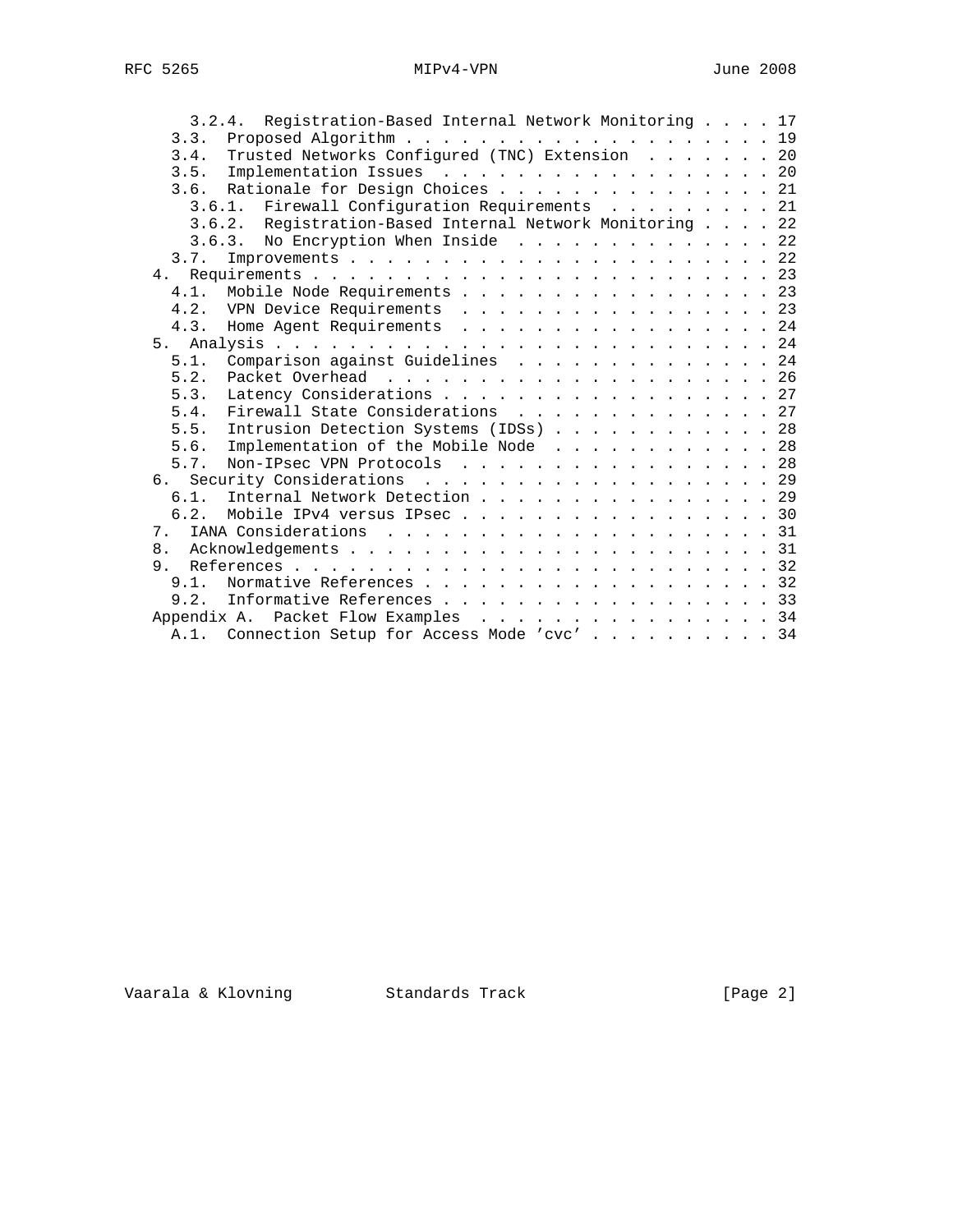```
      3.2.4.  Registration-Based Internal Network Monitoring . . . . 17
     3.3.  Proposed Algorithm . . . . . . . . . . . . . . . . . . . . 19
     3.4.  Trusted Networks Configured (TNC) Extension  . . . . . . . 20
     3.5.  Implementation Issues  . . . . . . . . . . . . . . . . . . 20
     3.6.  Rationale for Design Choices . . . . . . . . . . . . . . . 21
       3.6.1.  Firewall Configuration Requirements  . . . . . . . . . 21
       3.6.2.  Registration-Based Internal Network Monitoring . . . . 22
       3.6.3.  No Encryption When Inside  . . . . . . . . . . . . . . 22
     3.7.  Improvements . . . . . . . . . . . . . . . . . . . . . . . 22
   4.  Requirements . . . . . . . . . . . . . . . . . . . . . . . . . 23
     4.1.  Mobile Node Requirements . . . . . . . . . . . . . . . . . 23
     4.2.  VPN Device Requirements  . . . . . . . . . . . . . . . . . 23
     4.3.  Home Agent Requirements  . . . . . . . . . . . . . . . . . 24
   5.  Analysis . . . . . . . . . . . . . . . . . . . . . . . . . . . 24
     5.1.  Comparison against Guidelines  . . . . . . . . . . . . . . 24
     5.2.  Packet Overhead  . . . . . . . . . . . . . . . . . . . . . 26
     5.3.  Latency Considerations . . . . . . . . . . . . . . . . . . 27
     5.4.  Firewall State Considerations  . . . . . . . . . . . . . . 27
     5.5.  Intrusion Detection Systems (IDSs) . . . . . . . . . . . . 28
     5.6.  Implementation of the Mobile Node  . . . . . . . . . . . . 28
     5.7.  Non-IPsec VPN Protocols  . . . . . . . . . . . . . . . . . 28
   6.  Security Considerations  . . . . . . . . . . . . . . . . . . . 29
     6.1.  Internal Network Detection . . . . . . . . . . . . . . . . 29
     6.2.  Mobile IPv4 versus IPsec . . . . . . . . . . . . . . . . . 30
   7.  IANA Considerations  . . . . . . . . . . . . . . . . . . . . . 31
   8.  Acknowledgements . . . . . . . . . . . . . . . . . . . . . . . 31
   9.  References . . . . . . . . . . . . . . . . . . . . . . . . . . 32
     9.1.  Normative References . . . . . . . . . . . . . . . . . . . 32
     9.2.  Informative References . . . . . . . . . . . . . . . . . . 33
   Appendix A.  Packet Flow Examples  . . . . . . . . . . . . . . . . 34
     A.1.  Connection Setup for Access Mode 'cvc' . . . . . . . . . . 34
```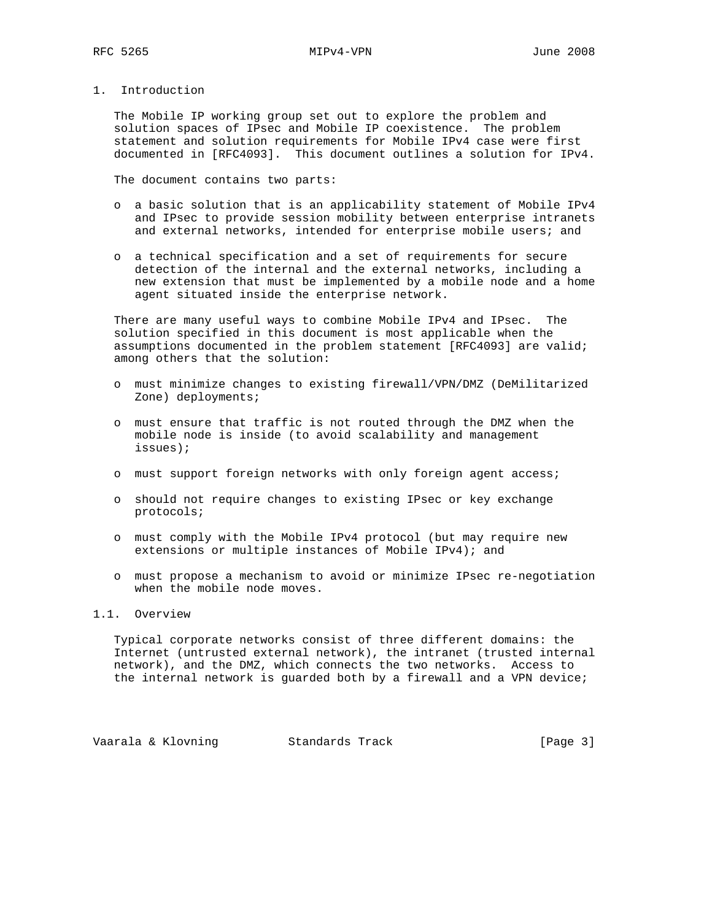# 1. Introduction

The Mobile IP working group set out to explore the problem and solution spaces of IPsec and Mobile IP coexistence. The problem statement and solution requirements for Mobile IPv4 case were first documented in [RFC4093]. This document outlines a solution for IPv4.

The document contains two parts:

- a basic solution that is an applicability statement of Mobile IPv4 and IPsec to provide session mobility between enterprise intranets and external networks, intended for enterprise mobile users; and
- a technical specification and a set of requirements for secure detection of the internal and the external networks, including a new extension that must be implemented by a mobile node and a home agent situated inside the enterprise network.

There are many useful ways to combine Mobile IPv4 and IPsec. The solution specified in this document is most applicable when the assumptions documented in the problem statement [RFC4093] are valid; among others that the solution:

- must minimize changes to existing firewall/VPN/DMZ (DeMilitarized Zone) deployments;
- must ensure that traffic is not routed through the DMZ when the mobile node is inside (to avoid scalability and management issues);
- must support foreign networks with only foreign agent access;
- should not require changes to existing IPsec or key exchange protocols;
- must comply with the Mobile IPv4 protocol (but may require new extensions or multiple instances of Mobile IPv4); and
- must propose a mechanism to avoid or minimize IPsec re-negotiation when the mobile node moves.

## 1.1. Overview

Typical corporate networks consist of three different domains: the Internet (untrusted external network), the intranet (trusted internal network), and the DMZ, which connects the two networks. Access to the internal network is guarded both by a firewall and a VPN device;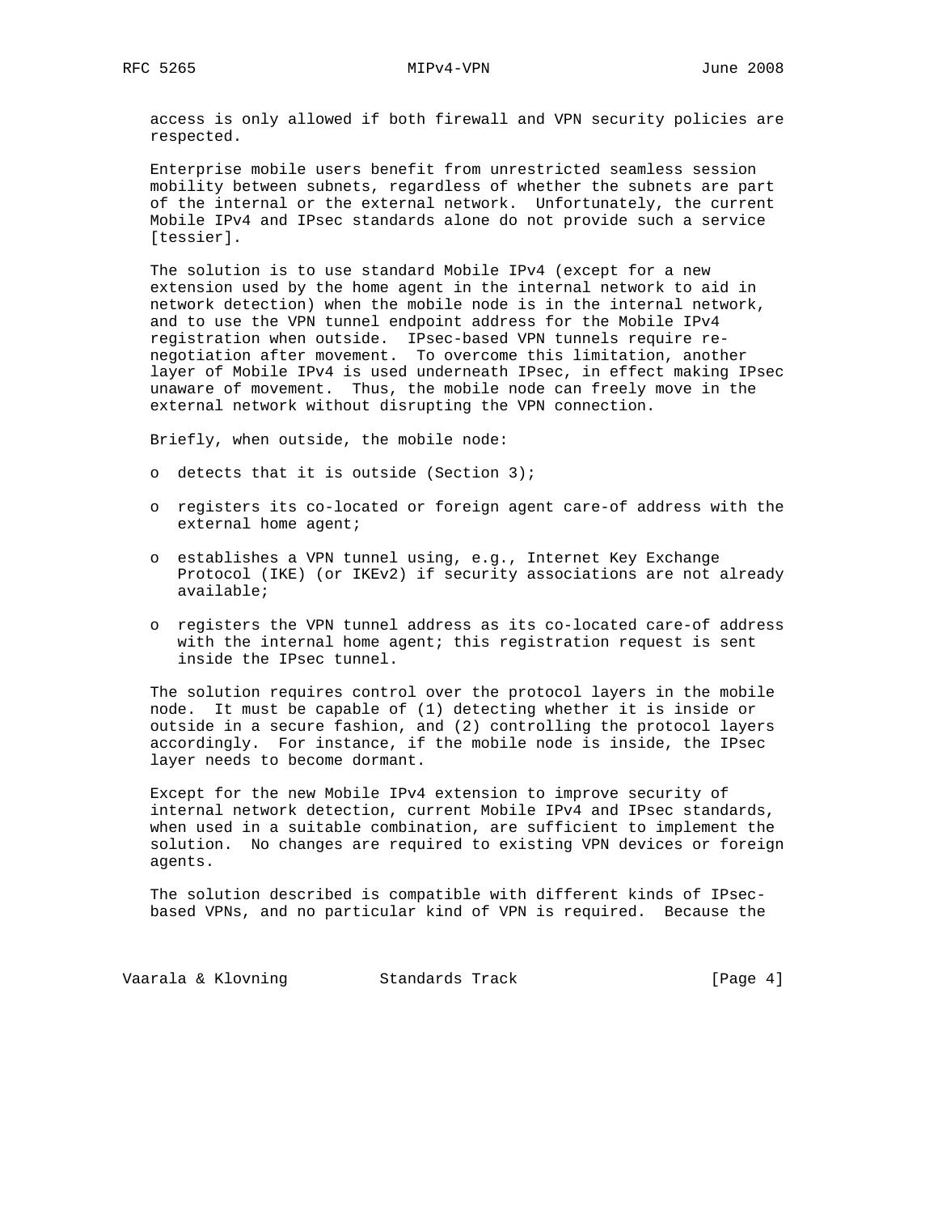access is only allowed if both firewall and VPN security policies are respected.

Enterprise mobile users benefit from unrestricted seamless session mobility between subnets, regardless of whether the subnets are part of the internal or the external network. Unfortunately, the current Mobile IPv4 and IPsec standards alone do not provide such a service [tessier].

The solution is to use standard Mobile IPv4 (except for a new extension used by the home agent in the internal network to aid in network detection) when the mobile node is in the internal network, and to use the VPN tunnel endpoint address for the Mobile IPv4 registration when outside. IPsec-based VPN tunnels require re-negotiation after movement. To overcome this limitation, another layer of Mobile IPv4 is used underneath IPsec, in effect making IPsec unaware of movement. Thus, the mobile node can freely move in the external network without disrupting the VPN connection.

Briefly, when outside, the mobile node:

- detects that it is outside (Section 3);
- registers its co-located or foreign agent care-of address with the external home agent;
- establishes a VPN tunnel using, e.g., Internet Key Exchange Protocol (IKE) (or IKEv2) if security associations are not already available;
- registers the VPN tunnel address as its co-located care-of address with the internal home agent; this registration request is sent inside the IPsec tunnel.

The solution requires control over the protocol layers in the mobile node. It must be capable of (1) detecting whether it is inside or outside in a secure fashion, and (2) controlling the protocol layers accordingly. For instance, if the mobile node is inside, the IPsec layer needs to become dormant.

Except for the new Mobile IPv4 extension to improve security of internal network detection, current Mobile IPv4 and IPsec standards, when used in a suitable combination, are sufficient to implement the solution. No changes are required to existing VPN devices or foreign agents.

The solution described is compatible with different kinds of IPsec-based VPNs, and no particular kind of VPN is required. Because the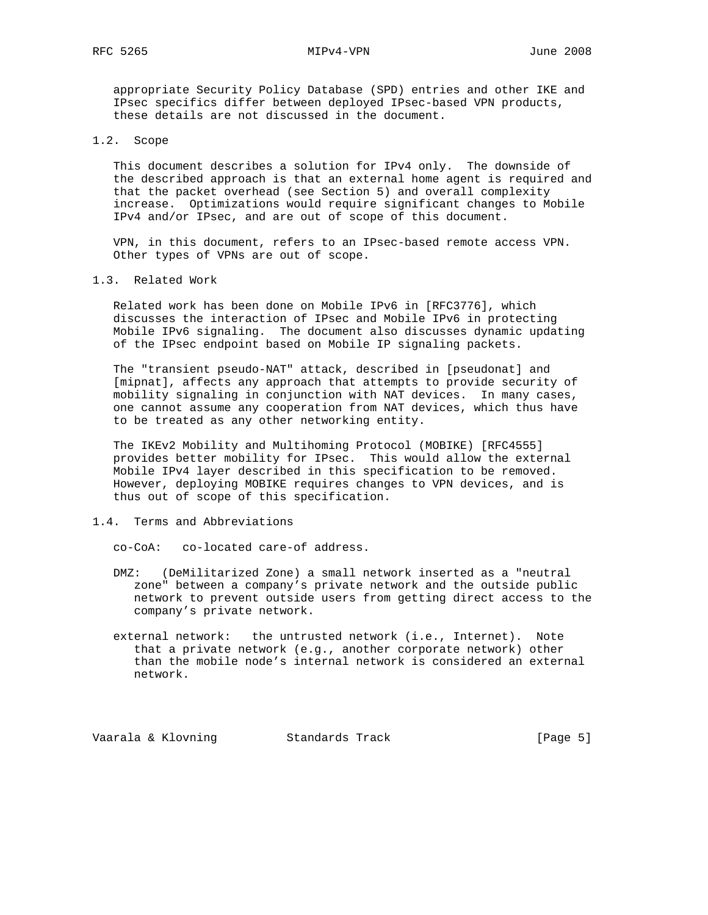appropriate Security Policy Database (SPD) entries and other IKE and IPsec specifics differ between deployed IPsec-based VPN products, these details are not discussed in the document.

### 1.2. Scope

This document describes a solution for IPv4 only. The downside of the described approach is that an external home agent is required and that the packet overhead (see Section 5) and overall complexity increase. Optimizations would require significant changes to Mobile IPv4 and/or IPsec, and are out of scope of this document.

VPN, in this document, refers to an IPsec-based remote access VPN. Other types of VPNs are out of scope.

### 1.3. Related Work

Related work has been done on Mobile IPv6 in [RFC3776], which discusses the interaction of IPsec and Mobile IPv6 in protecting Mobile IPv6 signaling. The document also discusses dynamic updating of the IPsec endpoint based on Mobile IP signaling packets.

The "transient pseudo-NAT" attack, described in [pseudonat] and [mipnat], affects any approach that attempts to provide security of mobility signaling in conjunction with NAT devices. In many cases, one cannot assume any cooperation from NAT devices, which thus have to be treated as any other networking entity.

The IKEv2 Mobility and Multihoming Protocol (MOBIKE) [RFC4555] provides better mobility for IPsec. This would allow the external Mobile IPv4 layer described in this specification to be removed. However, deploying MOBIKE requires changes to VPN devices, and is thus out of scope of this specification.

### 1.4. Terms and Abbreviations

co-CoA: co-located care-of address.

DMZ: (DeMilitarized Zone) a small network inserted as a "neutral zone" between a company's private network and the outside public network to prevent outside users from getting direct access to the company's private network.

external network: the untrusted network (i.e., Internet). Note that a private network (e.g., another corporate network) other than the mobile node's internal network is considered an external network.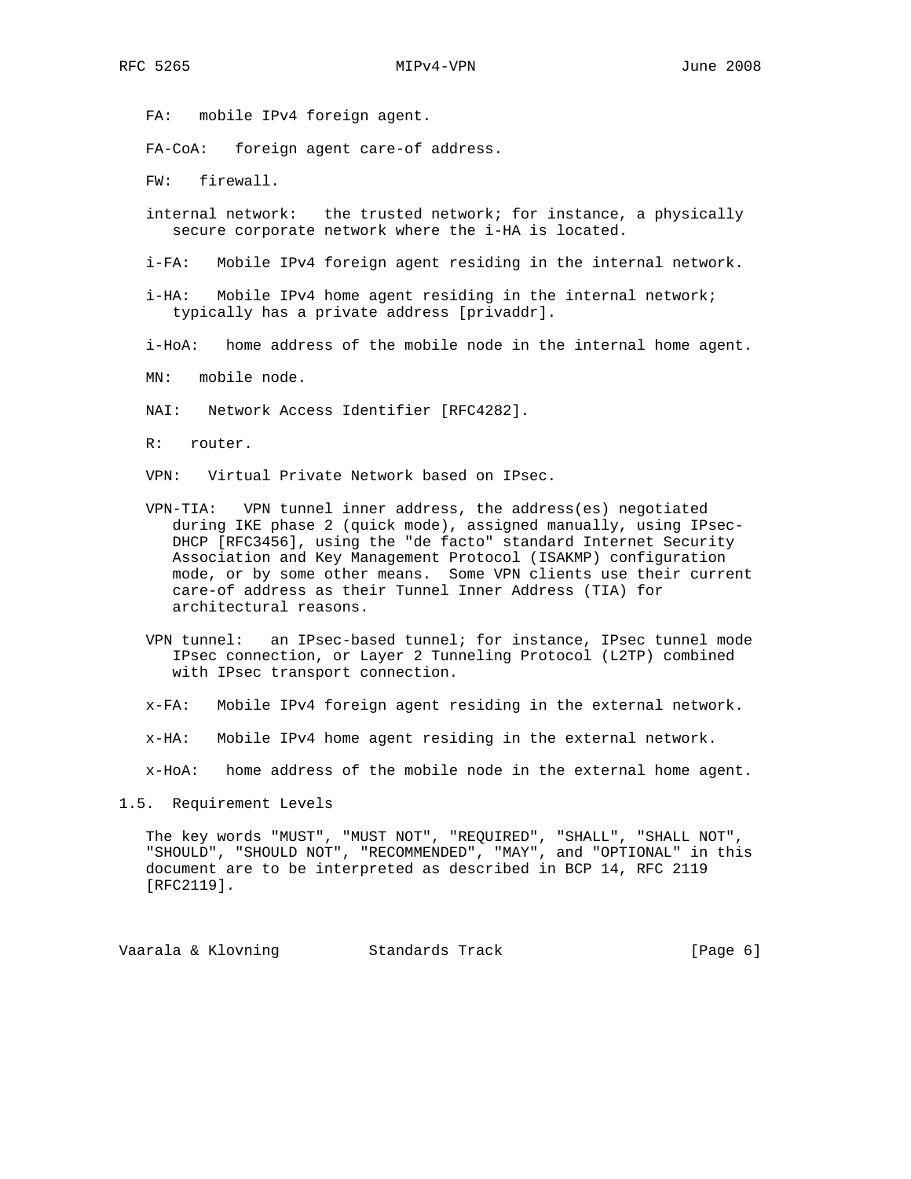FA: mobile IPv4 foreign agent.

FA-CoA: foreign agent care-of address.

FW: firewall.

internal network: the trusted network; for instance, a physically secure corporate network where the i-HA is located.

i-FA: Mobile IPv4 foreign agent residing in the internal network.

i-HA: Mobile IPv4 home agent residing in the internal network; typically has a private address [privaddr].

i-HoA: home address of the mobile node in the internal home agent.

MN: mobile node.

NAI: Network Access Identifier [RFC4282].

R: router.

VPN: Virtual Private Network based on IPsec.

VPN-TIA: VPN tunnel inner address, the address(es) negotiated during IKE phase 2 (quick mode), assigned manually, using IPsec-DHCP [RFC3456], using the "de facto" standard Internet Security Association and Key Management Protocol (ISAKMP) configuration mode, or by some other means. Some VPN clients use their current care-of address as their Tunnel Inner Address (TIA) for architectural reasons.

VPN tunnel: an IPsec-based tunnel; for instance, IPsec tunnel mode IPsec connection, or Layer 2 Tunneling Protocol (L2TP) combined with IPsec transport connection.

x-FA: Mobile IPv4 foreign agent residing in the external network.

x-HA: Mobile IPv4 home agent residing in the external network.

x-HoA: home address of the mobile node in the external home agent.

## 1.5. Requirement Levels

The key words "MUST", "MUST NOT", "REQUIRED", "SHALL", "SHALL NOT", "SHOULD", "SHOULD NOT", "RECOMMENDED", "MAY", and "OPTIONAL" in this document are to be interpreted as described in BCP 14, RFC 2119 [RFC2119].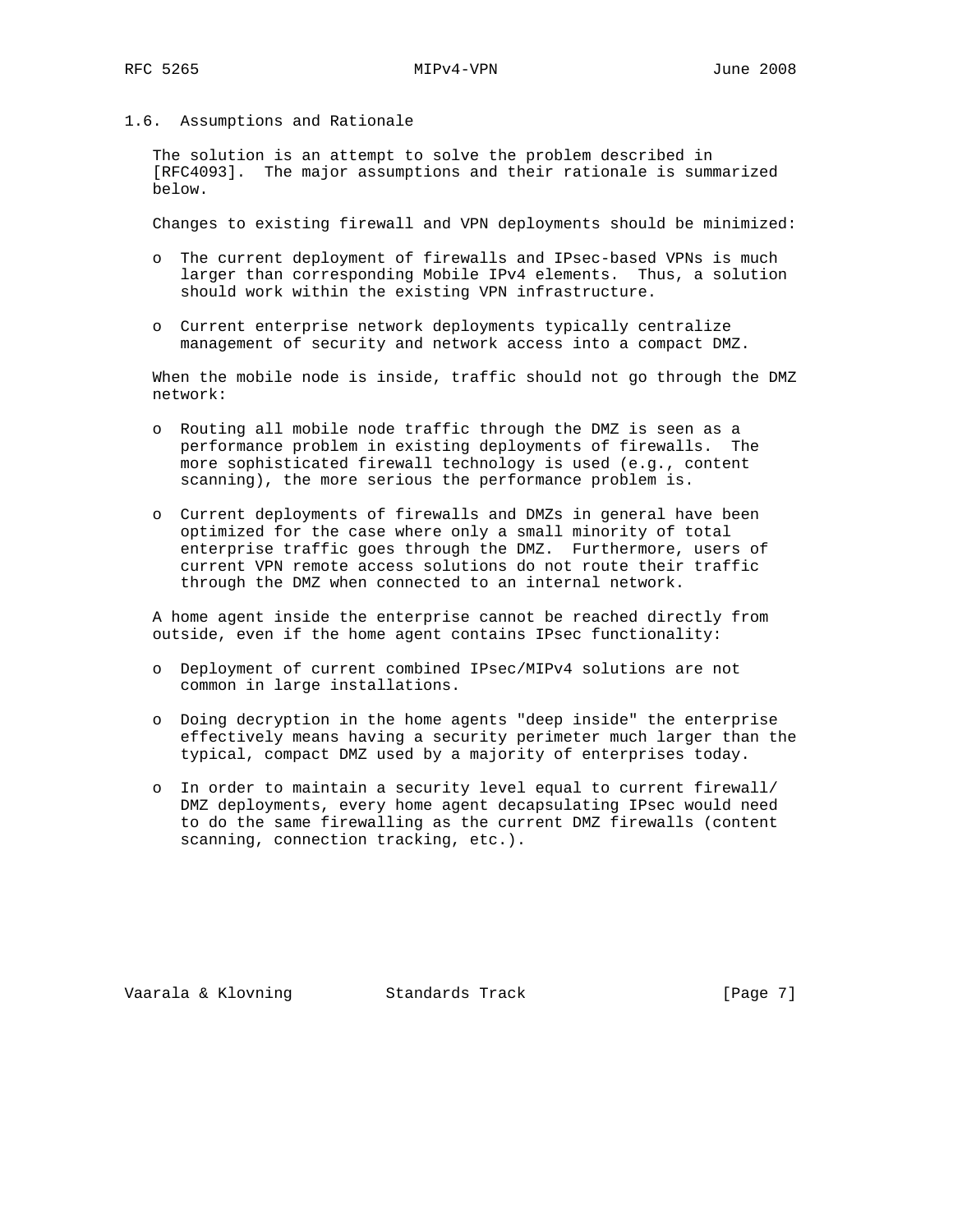### 1.6. Assumptions and Rationale

The solution is an attempt to solve the problem described in [RFC4093]. The major assumptions and their rationale is summarized below.

Changes to existing firewall and VPN deployments should be minimized:

- The current deployment of firewalls and IPsec-based VPNs is much larger than corresponding Mobile IPv4 elements. Thus, a solution should work within the existing VPN infrastructure.
- Current enterprise network deployments typically centralize management of security and network access into a compact DMZ.

When the mobile node is inside, traffic should not go through the DMZ network:

- Routing all mobile node traffic through the DMZ is seen as a performance problem in existing deployments of firewalls. The more sophisticated firewall technology is used (e.g., content scanning), the more serious the performance problem is.
- Current deployments of firewalls and DMZs in general have been optimized for the case where only a small minority of total enterprise traffic goes through the DMZ. Furthermore, users of current VPN remote access solutions do not route their traffic through the DMZ when connected to an internal network.

A home agent inside the enterprise cannot be reached directly from outside, even if the home agent contains IPsec functionality:

- Deployment of current combined IPsec/MIPv4 solutions are not common in large installations.
- Doing decryption in the home agents "deep inside" the enterprise effectively means having a security perimeter much larger than the typical, compact DMZ used by a majority of enterprises today.
- In order to maintain a security level equal to current firewall/DMZ deployments, every home agent decapsulating IPsec would need to do the same firewalling as the current DMZ firewalls (content scanning, connection tracking, etc.).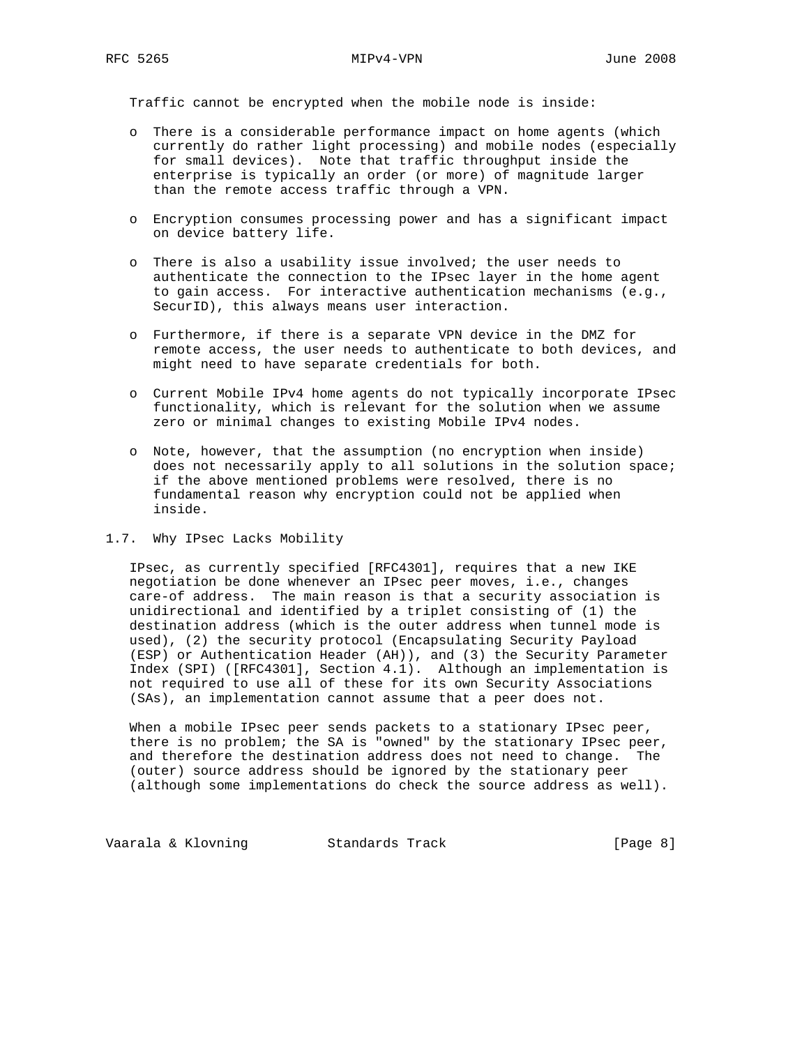Traffic cannot be encrypted when the mobile node is inside:

- There is a considerable performance impact on home agents (which currently do rather light processing) and mobile nodes (especially for small devices). Note that traffic throughput inside the enterprise is typically an order (or more) of magnitude larger than the remote access traffic through a VPN.
- Encryption consumes processing power and has a significant impact on device battery life.
- There is also a usability issue involved; the user needs to authenticate the connection to the IPsec layer in the home agent to gain access. For interactive authentication mechanisms (e.g., SecurID), this always means user interaction.
- Furthermore, if there is a separate VPN device in the DMZ for remote access, the user needs to authenticate to both devices, and might need to have separate credentials for both.
- Current Mobile IPv4 home agents do not typically incorporate IPsec functionality, which is relevant for the solution when we assume zero or minimal changes to existing Mobile IPv4 nodes.
- Note, however, that the assumption (no encryption when inside) does not necessarily apply to all solutions in the solution space; if the above mentioned problems were resolved, there is no fundamental reason why encryption could not be applied when inside.

## 1.7. Why IPsec Lacks Mobility

IPsec, as currently specified [RFC4301], requires that a new IKE negotiation be done whenever an IPsec peer moves, i.e., changes care-of address. The main reason is that a security association is unidirectional and identified by a triplet consisting of (1) the destination address (which is the outer address when tunnel mode is used), (2) the security protocol (Encapsulating Security Payload (ESP) or Authentication Header (AH)), and (3) the Security Parameter Index (SPI) ([RFC4301], Section 4.1). Although an implementation is not required to use all of these for its own Security Associations (SAs), an implementation cannot assume that a peer does not.

When a mobile IPsec peer sends packets to a stationary IPsec peer, there is no problem; the SA is "owned" by the stationary IPsec peer, and therefore the destination address does not need to change. The (outer) source address should be ignored by the stationary peer (although some implementations do check the source address as well).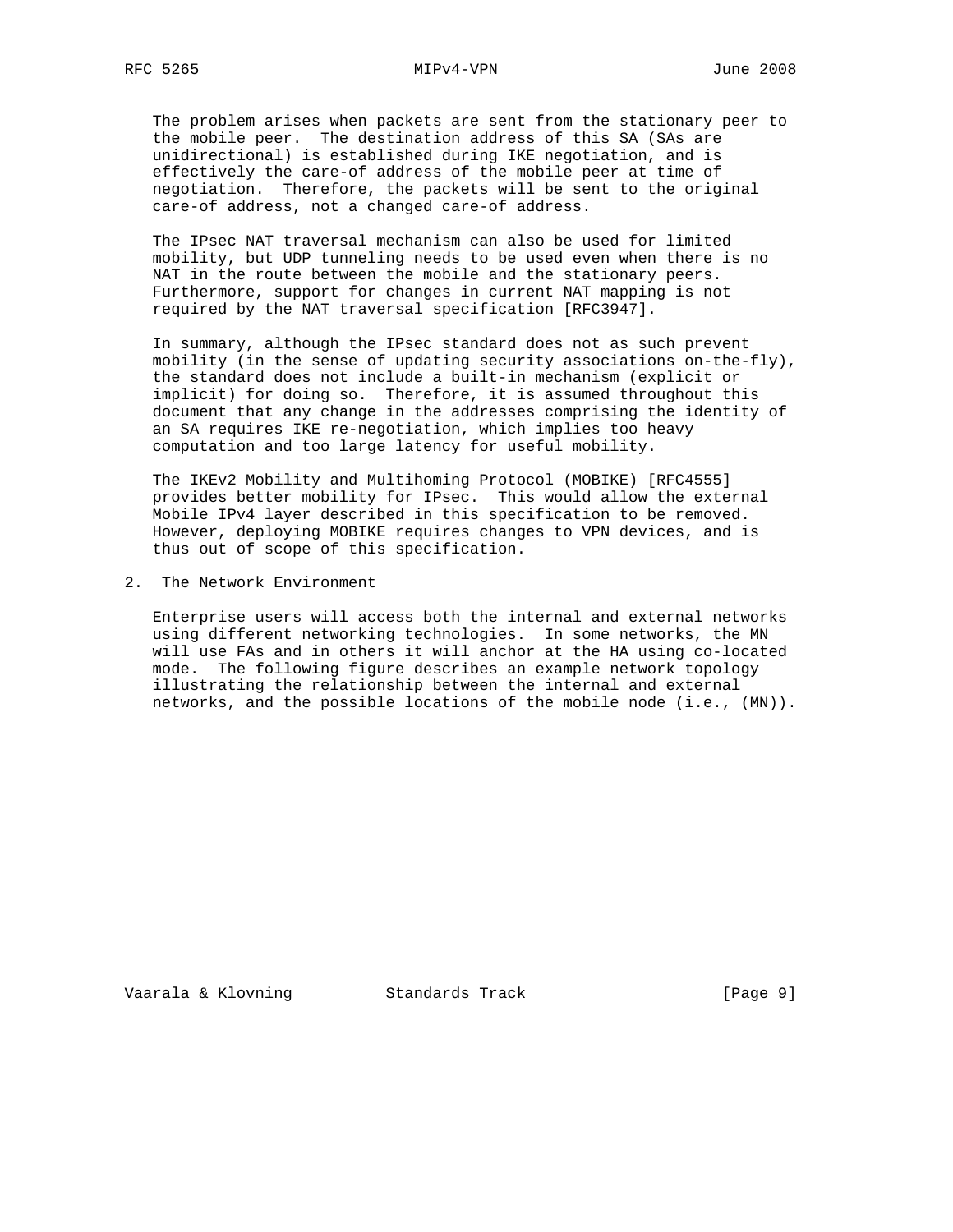The problem arises when packets are sent from the stationary peer to the mobile peer. The destination address of this SA (SAs are unidirectional) is established during IKE negotiation, and is effectively the care-of address of the mobile peer at time of negotiation. Therefore, the packets will be sent to the original care-of address, not a changed care-of address.

The IPsec NAT traversal mechanism can also be used for limited mobility, but UDP tunneling needs to be used even when there is no NAT in the route between the mobile and the stationary peers. Furthermore, support for changes in current NAT mapping is not required by the NAT traversal specification [RFC3947].

In summary, although the IPsec standard does not as such prevent mobility (in the sense of updating security associations on-the-fly), the standard does not include a built-in mechanism (explicit or implicit) for doing so. Therefore, it is assumed throughout this document that any change in the addresses comprising the identity of an SA requires IKE re-negotiation, which implies too heavy computation and too large latency for useful mobility.

The IKEv2 Mobility and Multihoming Protocol (MOBIKE) [RFC4555] provides better mobility for IPsec. This would allow the external Mobile IPv4 layer described in this specification to be removed. However, deploying MOBIKE requires changes to VPN devices, and is thus out of scope of this specification.

## 2. The Network Environment

Enterprise users will access both the internal and external networks using different networking technologies. In some networks, the MN will use FAs and in others it will anchor at the HA using co-located mode. The following figure describes an example network topology illustrating the relationship between the internal and external networks, and the possible locations of the mobile node (i.e., (MN)).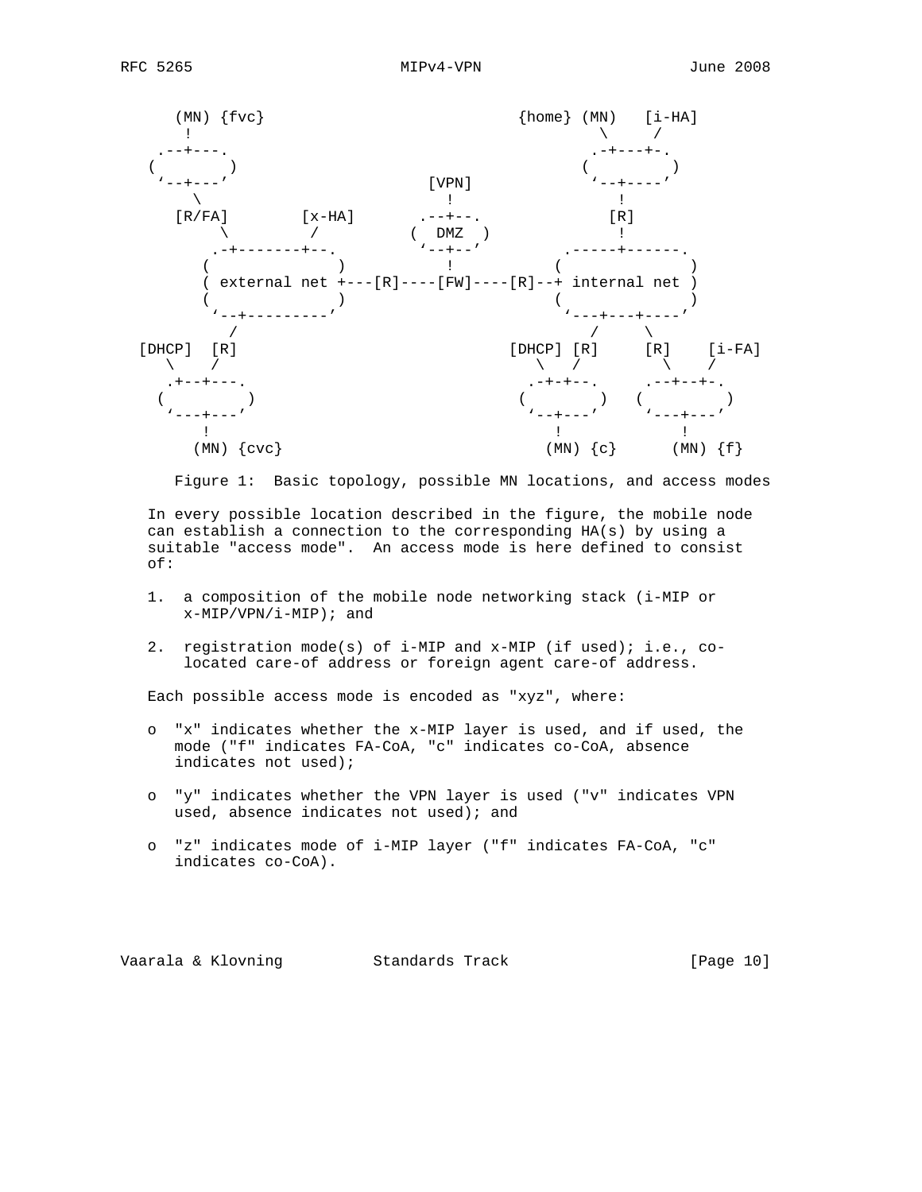```
      (MN) {fvc}                             {home} (MN)   [i-HA]
       !                                             \    /
    .--+---.                                      .-+---+-.
   (        )                                    (         )
    `--+---'                  [VPN]               `--+----'
        \                       !                    !
      [R/FA]        [x-HA]    .--+--.              [R]
           \        /        (  DMZ  )              !
         .-+-------+--.       `--+--'         .-----+------.
        (              )         !           (              )
        ( external net +---[R]----[FW]----[R]--+ internal net )
        (              )                     (              )
         `--+---------'                       `---+---+----'
           /                                     /     \
 [DHCP]  [R]                           [DHCP] [R]     [R]    [i-FA]
    \   /                                  \   /         \    /
    .+--+---.                            .-+-+--.     .--+--+-.
   (         )                          (        )   (         )
    `---+---'                            `--+---'     `---+---'
        !                                   !             !
      (MN) {cvc}                          (MN) {c}      (MN) {f}
```

Figure 1: Basic topology, possible MN locations, and access modes

In every possible location described in the figure, the mobile node can establish a connection to the corresponding HA(s) by using a suitable "access mode". An access mode is here defined to consist of:

1. a composition of the mobile node networking stack (i-MIP or x-MIP/VPN/i-MIP); and

2. registration mode(s) of i-MIP and x-MIP (if used); i.e., co-located care-of address or foreign agent care-of address.

Each possible access mode is encoded as "xyz", where:

- "x" indicates whether the x-MIP layer is used, and if used, the mode ("f" indicates FA-CoA, "c" indicates co-CoA, absence indicates not used);

- "y" indicates whether the VPN layer is used ("v" indicates VPN used, absence indicates not used); and

- "z" indicates mode of i-MIP layer ("f" indicates FA-CoA, "c" indicates co-CoA).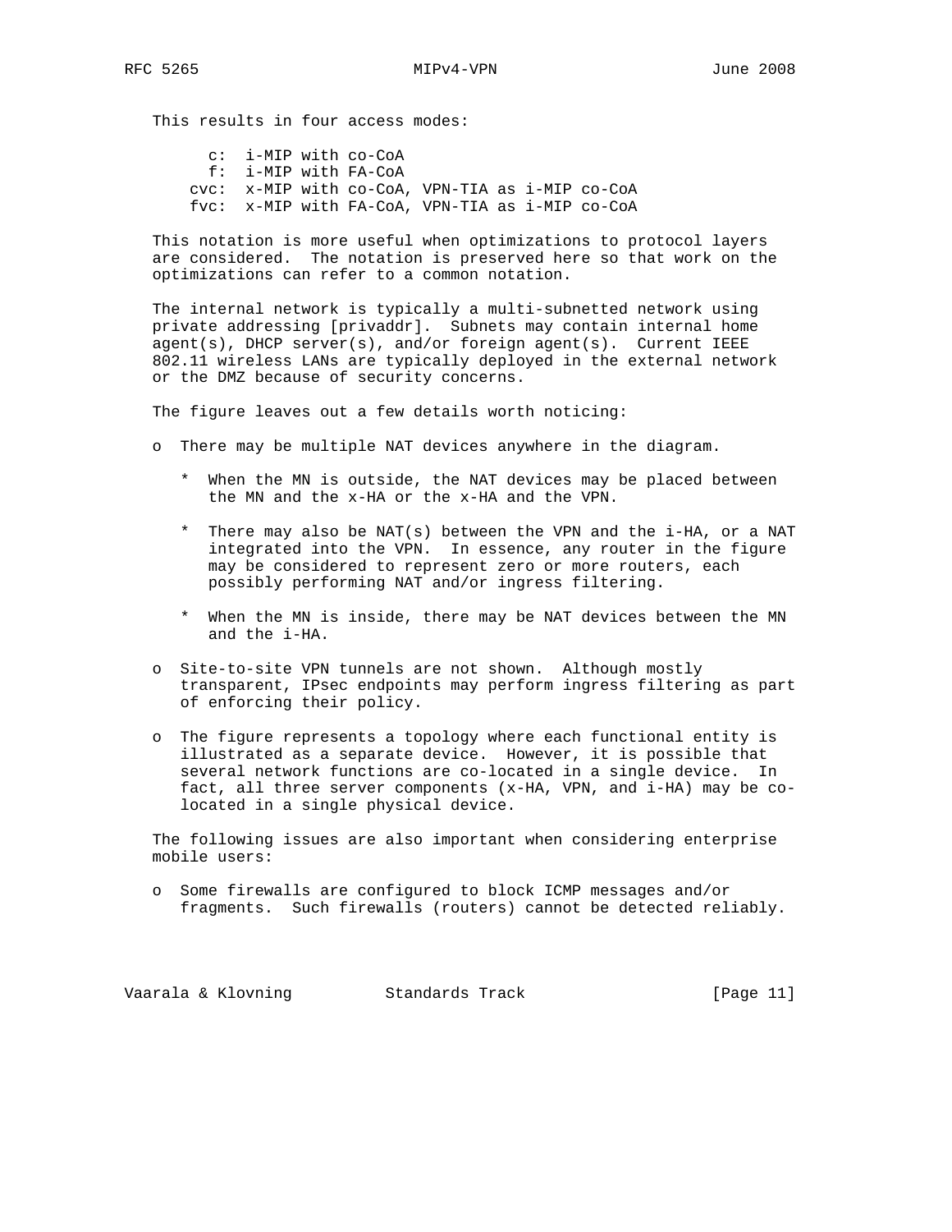This results in four access modes:

```
   c:  i-MIP with co-CoA
   f:  i-MIP with FA-CoA
 cvc:  x-MIP with co-CoA, VPN-TIA as i-MIP co-CoA
 fvc:  x-MIP with FA-CoA, VPN-TIA as i-MIP co-CoA
```

This notation is more useful when optimizations to protocol layers are considered. The notation is preserved here so that work on the optimizations can refer to a common notation.

The internal network is typically a multi-subnetted network using private addressing [privaddr]. Subnets may contain internal home agent(s), DHCP server(s), and/or foreign agent(s). Current IEEE 802.11 wireless LANs are typically deployed in the external network or the DMZ because of security concerns.

The figure leaves out a few details worth noticing:

- There may be multiple NAT devices anywhere in the diagram.
  - When the MN is outside, the NAT devices may be placed between the MN and the x-HA or the x-HA and the VPN.
  - There may also be NAT(s) between the VPN and the i-HA, or a NAT integrated into the VPN. In essence, any router in the figure may be considered to represent zero or more routers, each possibly performing NAT and/or ingress filtering.
  - When the MN is inside, there may be NAT devices between the MN and the i-HA.
- Site-to-site VPN tunnels are not shown. Although mostly transparent, IPsec endpoints may perform ingress filtering as part of enforcing their policy.
- The figure represents a topology where each functional entity is illustrated as a separate device. However, it is possible that several network functions are co-located in a single device. In fact, all three server components (x-HA, VPN, and i-HA) may be co-located in a single physical device.

The following issues are also important when considering enterprise mobile users:

- Some firewalls are configured to block ICMP messages and/or fragments. Such firewalls (routers) cannot be detected reliably.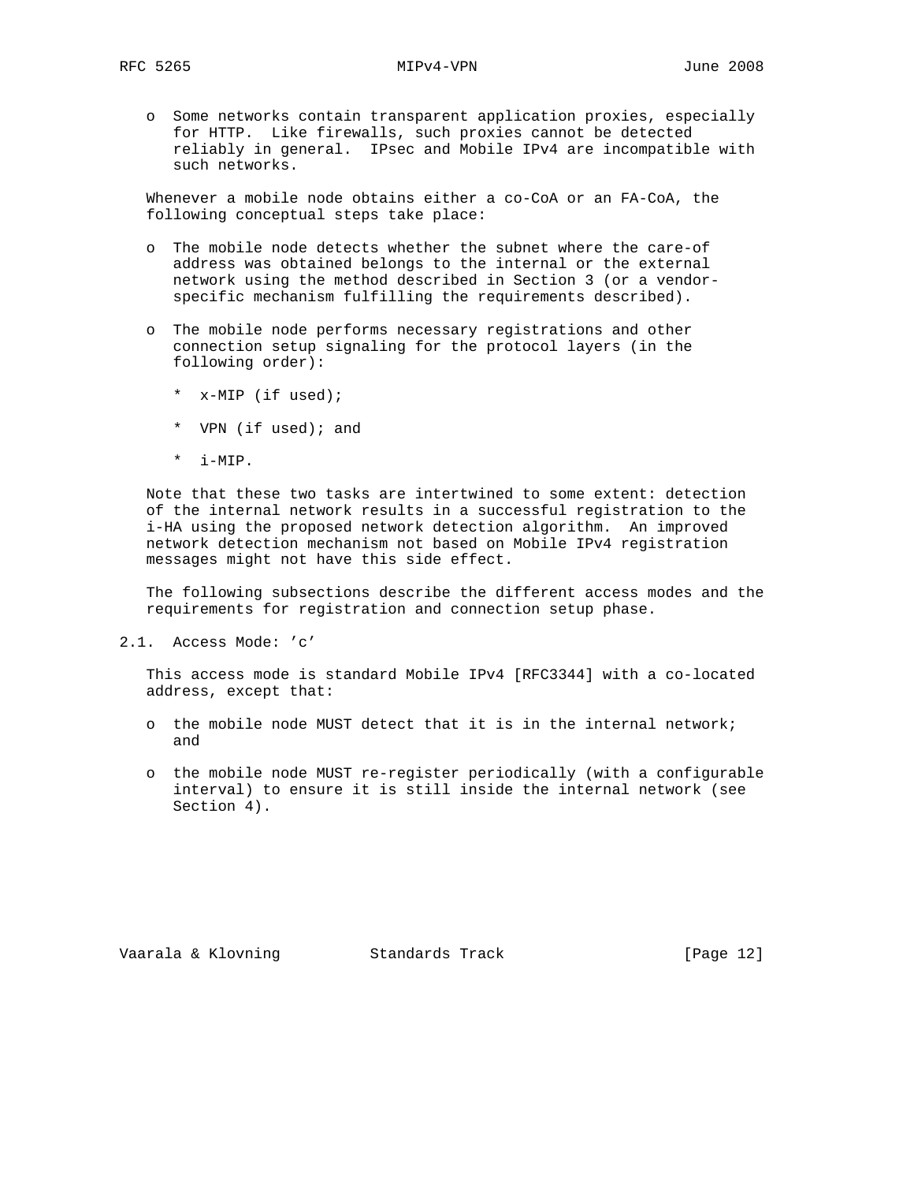- Some networks contain transparent application proxies, especially for HTTP. Like firewalls, such proxies cannot be detected reliably in general. IPsec and Mobile IPv4 are incompatible with such networks.

Whenever a mobile node obtains either a co-CoA or an FA-CoA, the following conceptual steps take place:

- The mobile node detects whether the subnet where the care-of address was obtained belongs to the internal or the external network using the method described in Section 3 (or a vendor-specific mechanism fulfilling the requirements described).
- The mobile node performs necessary registrations and other connection setup signaling for the protocol layers (in the following order):
  - x-MIP (if used);
  - VPN (if used); and
  - i-MIP.

Note that these two tasks are intertwined to some extent: detection of the internal network results in a successful registration to the i-HA using the proposed network detection algorithm. An improved network detection mechanism not based on Mobile IPv4 registration messages might not have this side effect.

The following subsections describe the different access modes and the requirements for registration and connection setup phase.

## 2.1. Access Mode: 'c'

This access mode is standard Mobile IPv4 [RFC3344] with a co-located address, except that:

- the mobile node MUST detect that it is in the internal network; and
- the mobile node MUST re-register periodically (with a configurable interval) to ensure it is still inside the internal network (see Section 4).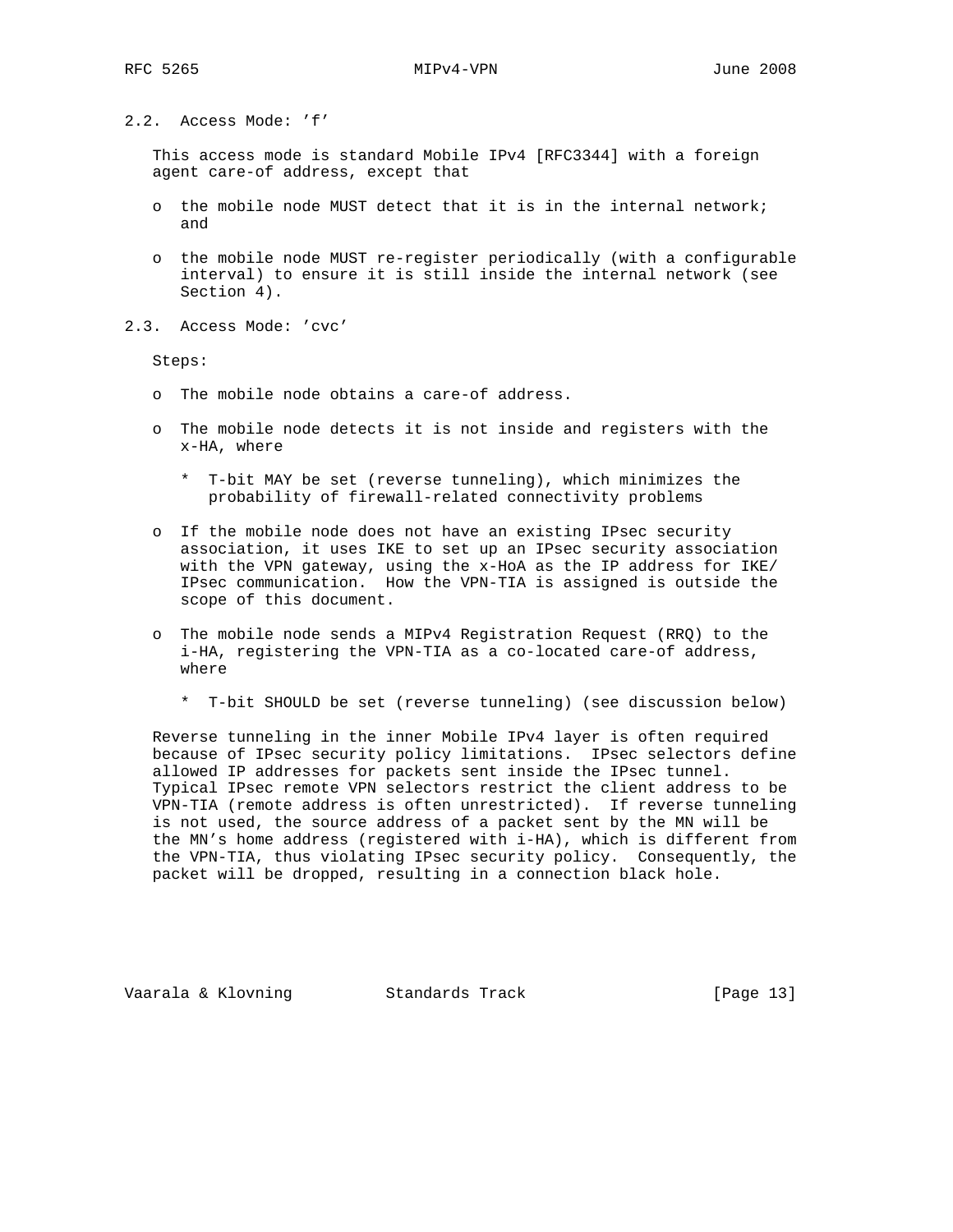## 2.2. Access Mode: 'f'

This access mode is standard Mobile IPv4 [RFC3344] with a foreign agent care-of address, except that

- the mobile node MUST detect that it is in the internal network; and
- the mobile node MUST re-register periodically (with a configurable interval) to ensure it is still inside the internal network (see Section 4).

## 2.3. Access Mode: 'cvc'

Steps:

- The mobile node obtains a care-of address.
- The mobile node detects it is not inside and registers with the x-HA, where
  - T-bit MAY be set (reverse tunneling), which minimizes the probability of firewall-related connectivity problems
- If the mobile node does not have an existing IPsec security association, it uses IKE to set up an IPsec security association with the VPN gateway, using the x-HoA as the IP address for IKE/ IPsec communication. How the VPN-TIA is assigned is outside the scope of this document.
- The mobile node sends a MIPv4 Registration Request (RRQ) to the i-HA, registering the VPN-TIA as a co-located care-of address, where
  - T-bit SHOULD be set (reverse tunneling) (see discussion below)

Reverse tunneling in the inner Mobile IPv4 layer is often required because of IPsec security policy limitations. IPsec selectors define allowed IP addresses for packets sent inside the IPsec tunnel. Typical IPsec remote VPN selectors restrict the client address to be VPN-TIA (remote address is often unrestricted). If reverse tunneling is not used, the source address of a packet sent by the MN will be the MN's home address (registered with i-HA), which is different from the VPN-TIA, thus violating IPsec security policy. Consequently, the packet will be dropped, resulting in a connection black hole.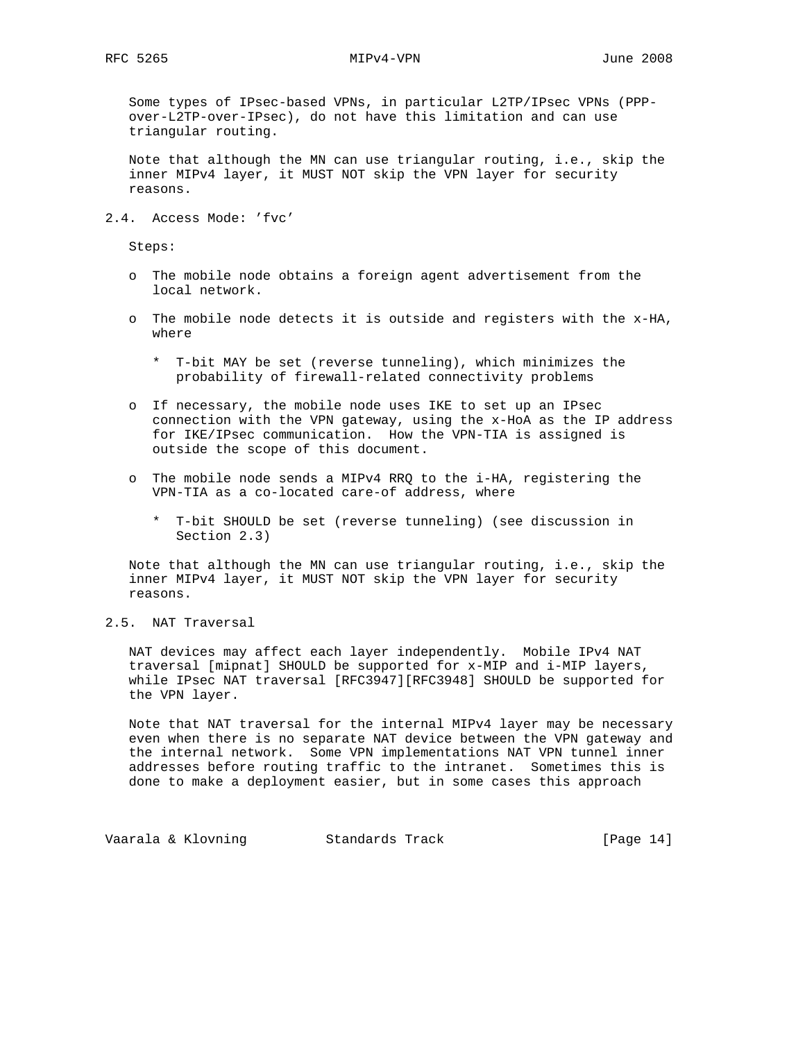Some types of IPsec-based VPNs, in particular L2TP/IPsec VPNs (PPP-over-L2TP-over-IPsec), do not have this limitation and can use triangular routing.

Note that although the MN can use triangular routing, i.e., skip the inner MIPv4 layer, it MUST NOT skip the VPN layer for security reasons.

## 2.4. Access Mode: 'fvc'

Steps:

- The mobile node obtains a foreign agent advertisement from the local network.
- The mobile node detects it is outside and registers with the x-HA, where
  - T-bit MAY be set (reverse tunneling), which minimizes the probability of firewall-related connectivity problems
- If necessary, the mobile node uses IKE to set up an IPsec connection with the VPN gateway, using the x-HoA as the IP address for IKE/IPsec communication. How the VPN-TIA is assigned is outside the scope of this document.
- The mobile node sends a MIPv4 RRQ to the i-HA, registering the VPN-TIA as a co-located care-of address, where
  - T-bit SHOULD be set (reverse tunneling) (see discussion in Section 2.3)

Note that although the MN can use triangular routing, i.e., skip the inner MIPv4 layer, it MUST NOT skip the VPN layer for security reasons.

## 2.5. NAT Traversal

NAT devices may affect each layer independently. Mobile IPv4 NAT traversal [mipnat] SHOULD be supported for x-MIP and i-MIP layers, while IPsec NAT traversal [RFC3947][RFC3948] SHOULD be supported for the VPN layer.

Note that NAT traversal for the internal MIPv4 layer may be necessary even when there is no separate NAT device between the VPN gateway and the internal network. Some VPN implementations NAT VPN tunnel inner addresses before routing traffic to the intranet. Sometimes this is done to make a deployment easier, but in some cases this approach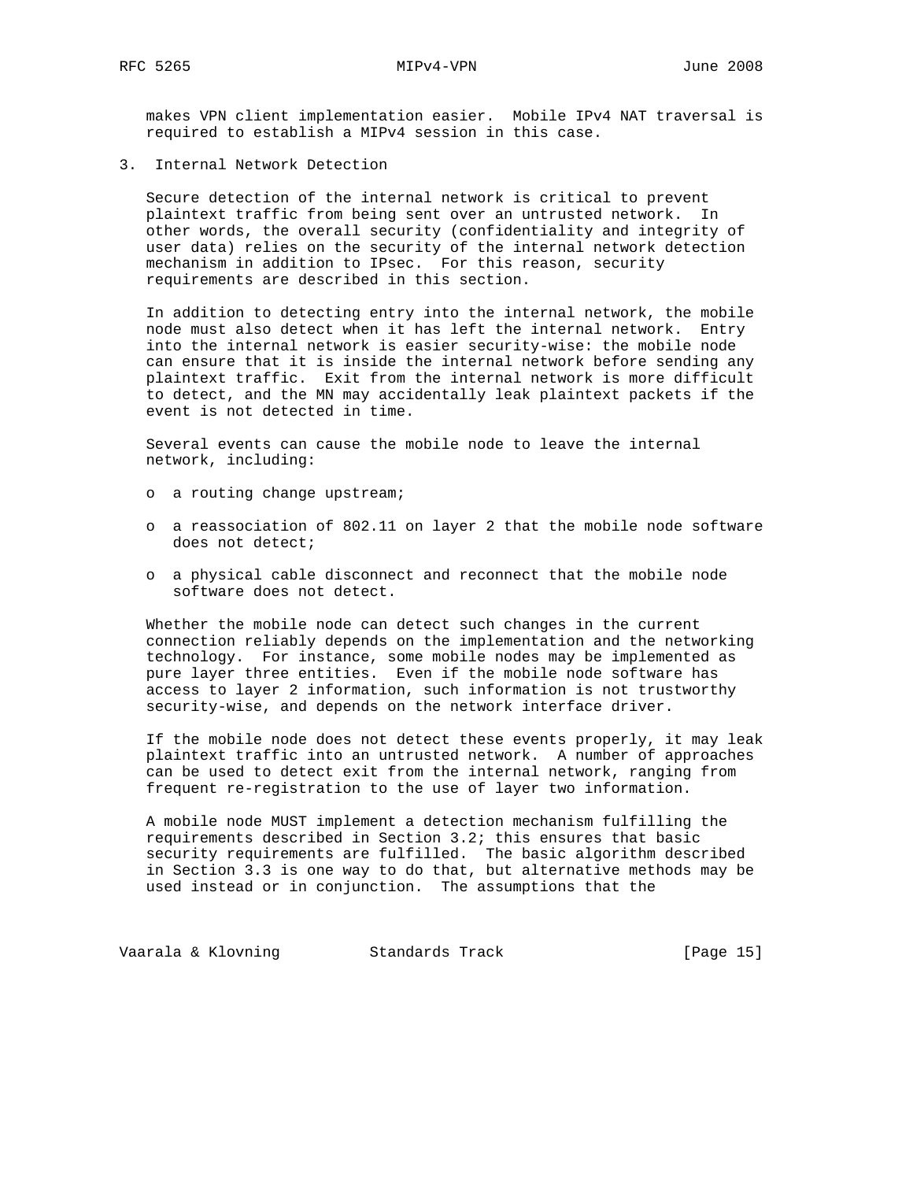makes VPN client implementation easier. Mobile IPv4 NAT traversal is required to establish a MIPv4 session in this case.

## 3. Internal Network Detection

Secure detection of the internal network is critical to prevent plaintext traffic from being sent over an untrusted network. In other words, the overall security (confidentiality and integrity of user data) relies on the security of the internal network detection mechanism in addition to IPsec. For this reason, security requirements are described in this section.

In addition to detecting entry into the internal network, the mobile node must also detect when it has left the internal network. Entry into the internal network is easier security-wise: the mobile node can ensure that it is inside the internal network before sending any plaintext traffic. Exit from the internal network is more difficult to detect, and the MN may accidentally leak plaintext packets if the event is not detected in time.

Several events can cause the mobile node to leave the internal network, including:

- a routing change upstream;
- a reassociation of 802.11 on layer 2 that the mobile node software does not detect;
- a physical cable disconnect and reconnect that the mobile node software does not detect.

Whether the mobile node can detect such changes in the current connection reliably depends on the implementation and the networking technology. For instance, some mobile nodes may be implemented as pure layer three entities. Even if the mobile node software has access to layer 2 information, such information is not trustworthy security-wise, and depends on the network interface driver.

If the mobile node does not detect these events properly, it may leak plaintext traffic into an untrusted network. A number of approaches can be used to detect exit from the internal network, ranging from frequent re-registration to the use of layer two information.

A mobile node MUST implement a detection mechanism fulfilling the requirements described in Section 3.2; this ensures that basic security requirements are fulfilled. The basic algorithm described in Section 3.3 is one way to do that, but alternative methods may be used instead or in conjunction. The assumptions that the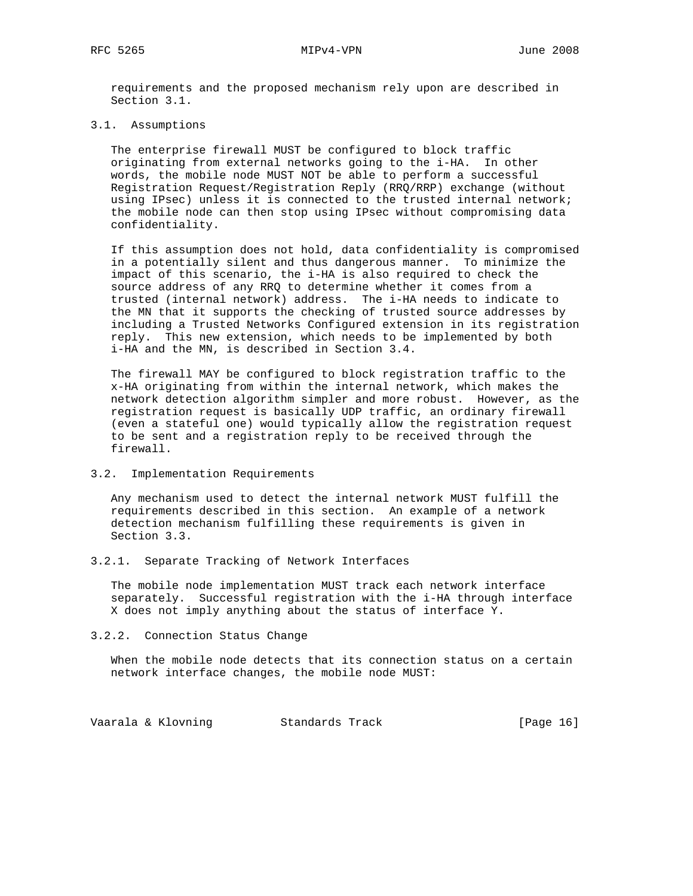requirements and the proposed mechanism rely upon are described in Section 3.1.

### 3.1. Assumptions

The enterprise firewall MUST be configured to block traffic originating from external networks going to the i-HA. In other words, the mobile node MUST NOT be able to perform a successful Registration Request/Registration Reply (RRQ/RRP) exchange (without using IPsec) unless it is connected to the trusted internal network; the mobile node can then stop using IPsec without compromising data confidentiality.

If this assumption does not hold, data confidentiality is compromised in a potentially silent and thus dangerous manner. To minimize the impact of this scenario, the i-HA is also required to check the source address of any RRQ to determine whether it comes from a trusted (internal network) address. The i-HA needs to indicate to the MN that it supports the checking of trusted source addresses by including a Trusted Networks Configured extension in its registration reply. This new extension, which needs to be implemented by both i-HA and the MN, is described in Section 3.4.

The firewall MAY be configured to block registration traffic to the x-HA originating from within the internal network, which makes the network detection algorithm simpler and more robust. However, as the registration request is basically UDP traffic, an ordinary firewall (even a stateful one) would typically allow the registration request to be sent and a registration reply to be received through the firewall.

### 3.2. Implementation Requirements

Any mechanism used to detect the internal network MUST fulfill the requirements described in this section. An example of a network detection mechanism fulfilling these requirements is given in Section 3.3.

#### 3.2.1. Separate Tracking of Network Interfaces

The mobile node implementation MUST track each network interface separately. Successful registration with the i-HA through interface X does not imply anything about the status of interface Y.

#### 3.2.2. Connection Status Change

When the mobile node detects that its connection status on a certain network interface changes, the mobile node MUST: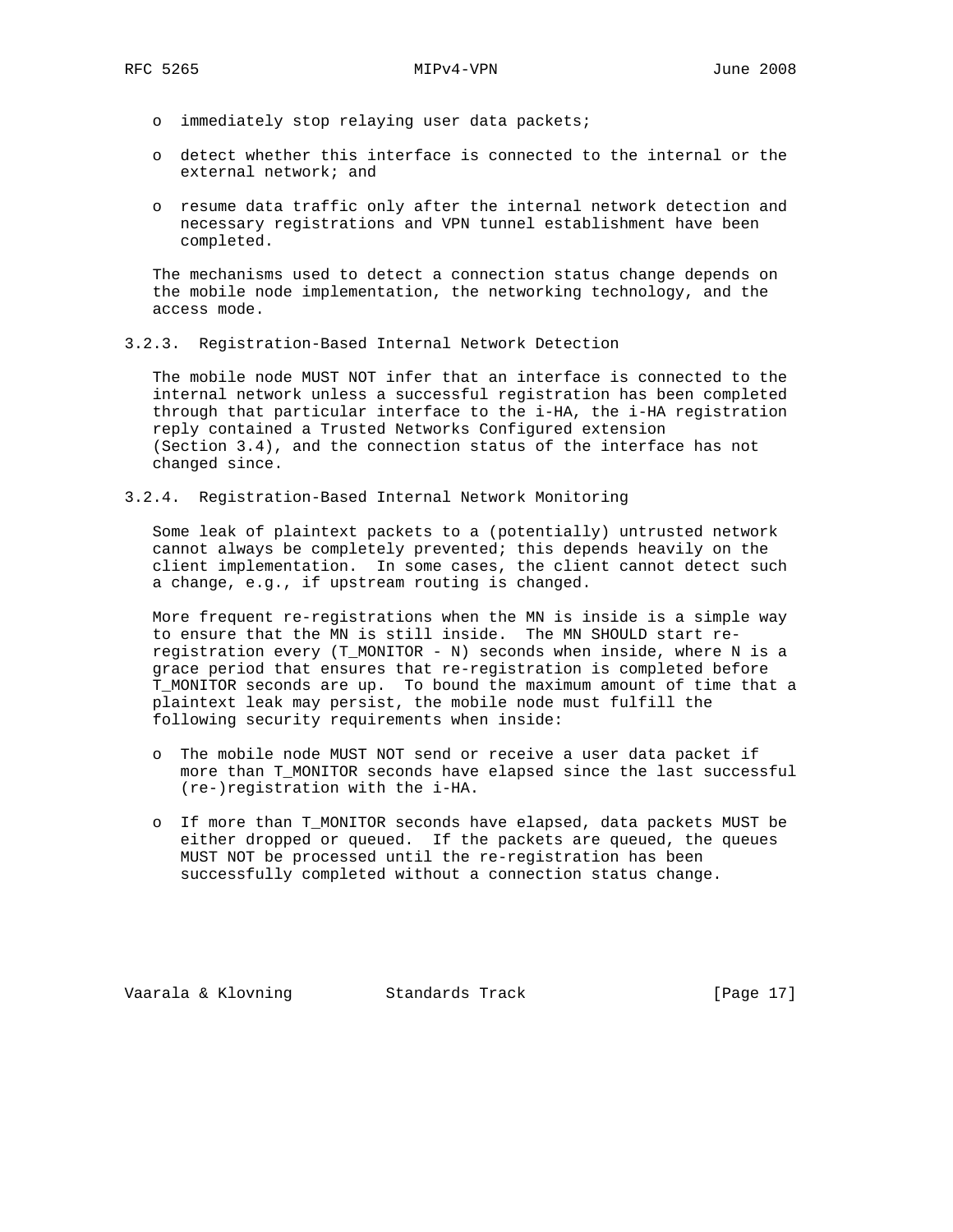- immediately stop relaying user data packets;
- detect whether this interface is connected to the internal or the external network; and
- resume data traffic only after the internal network detection and necessary registrations and VPN tunnel establishment have been completed.

The mechanisms used to detect a connection status change depends on the mobile node implementation, the networking technology, and the access mode.

### 3.2.3. Registration-Based Internal Network Detection

The mobile node MUST NOT infer that an interface is connected to the internal network unless a successful registration has been completed through that particular interface to the i-HA, the i-HA registration reply contained a Trusted Networks Configured extension (Section 3.4), and the connection status of the interface has not changed since.

### 3.2.4. Registration-Based Internal Network Monitoring

Some leak of plaintext packets to a (potentially) untrusted network cannot always be completely prevented; this depends heavily on the client implementation. In some cases, the client cannot detect such a change, e.g., if upstream routing is changed.

More frequent re-registrations when the MN is inside is a simple way to ensure that the MN is still inside. The MN SHOULD start re-registration every (T_MONITOR - N) seconds when inside, where N is a grace period that ensures that re-registration is completed before T_MONITOR seconds are up. To bound the maximum amount of time that a plaintext leak may persist, the mobile node must fulfill the following security requirements when inside:

- The mobile node MUST NOT send or receive a user data packet if more than T_MONITOR seconds have elapsed since the last successful (re-)registration with the i-HA.
- If more than T_MONITOR seconds have elapsed, data packets MUST be either dropped or queued. If the packets are queued, the queues MUST NOT be processed until the re-registration has been successfully completed without a connection status change.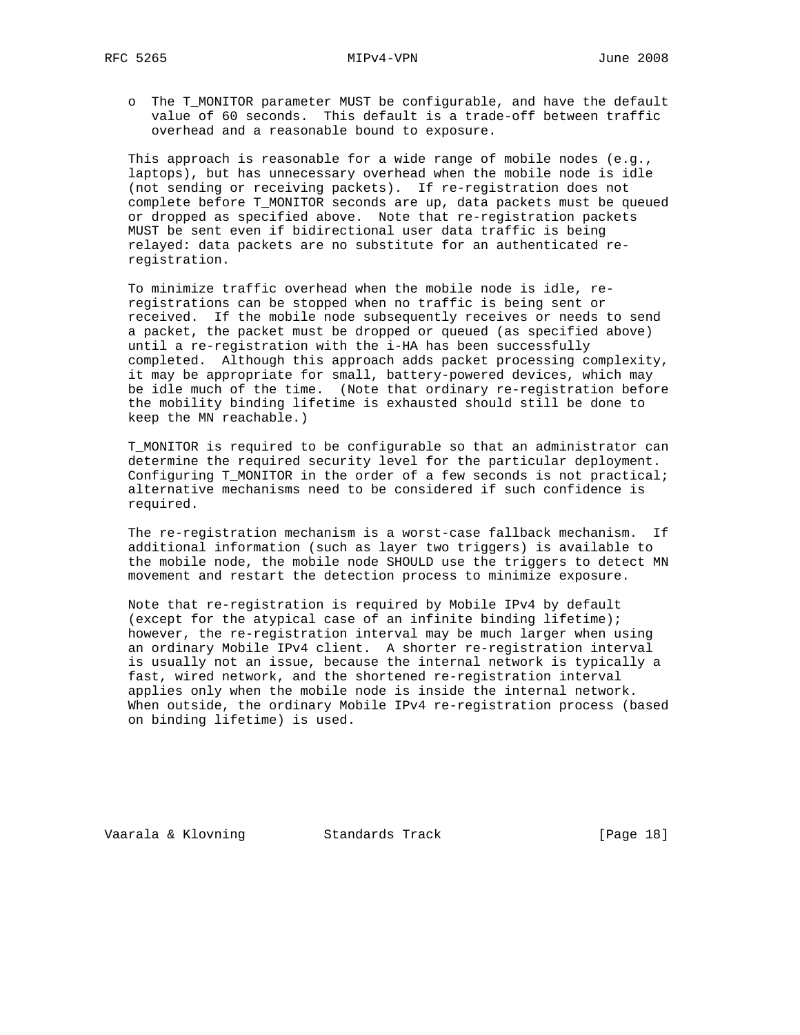- The T_MONITOR parameter MUST be configurable, and have the default value of 60 seconds. This default is a trade-off between traffic overhead and a reasonable bound to exposure.

This approach is reasonable for a wide range of mobile nodes (e.g., laptops), but has unnecessary overhead when the mobile node is idle (not sending or receiving packets). If re-registration does not complete before T_MONITOR seconds are up, data packets must be queued or dropped as specified above. Note that re-registration packets MUST be sent even if bidirectional user data traffic is being relayed: data packets are no substitute for an authenticated re-registration.

To minimize traffic overhead when the mobile node is idle, re-registrations can be stopped when no traffic is being sent or received. If the mobile node subsequently receives or needs to send a packet, the packet must be dropped or queued (as specified above) until a re-registration with the i-HA has been successfully completed. Although this approach adds packet processing complexity, it may be appropriate for small, battery-powered devices, which may be idle much of the time. (Note that ordinary re-registration before the mobility binding lifetime is exhausted should still be done to keep the MN reachable.)

T_MONITOR is required to be configurable so that an administrator can determine the required security level for the particular deployment. Configuring T_MONITOR in the order of a few seconds is not practical; alternative mechanisms need to be considered if such confidence is required.

The re-registration mechanism is a worst-case fallback mechanism. If additional information (such as layer two triggers) is available to the mobile node, the mobile node SHOULD use the triggers to detect MN movement and restart the detection process to minimize exposure.

Note that re-registration is required by Mobile IPv4 by default (except for the atypical case of an infinite binding lifetime); however, the re-registration interval may be much larger when using an ordinary Mobile IPv4 client. A shorter re-registration interval is usually not an issue, because the internal network is typically a fast, wired network, and the shortened re-registration interval applies only when the mobile node is inside the internal network. When outside, the ordinary Mobile IPv4 re-registration process (based on binding lifetime) is used.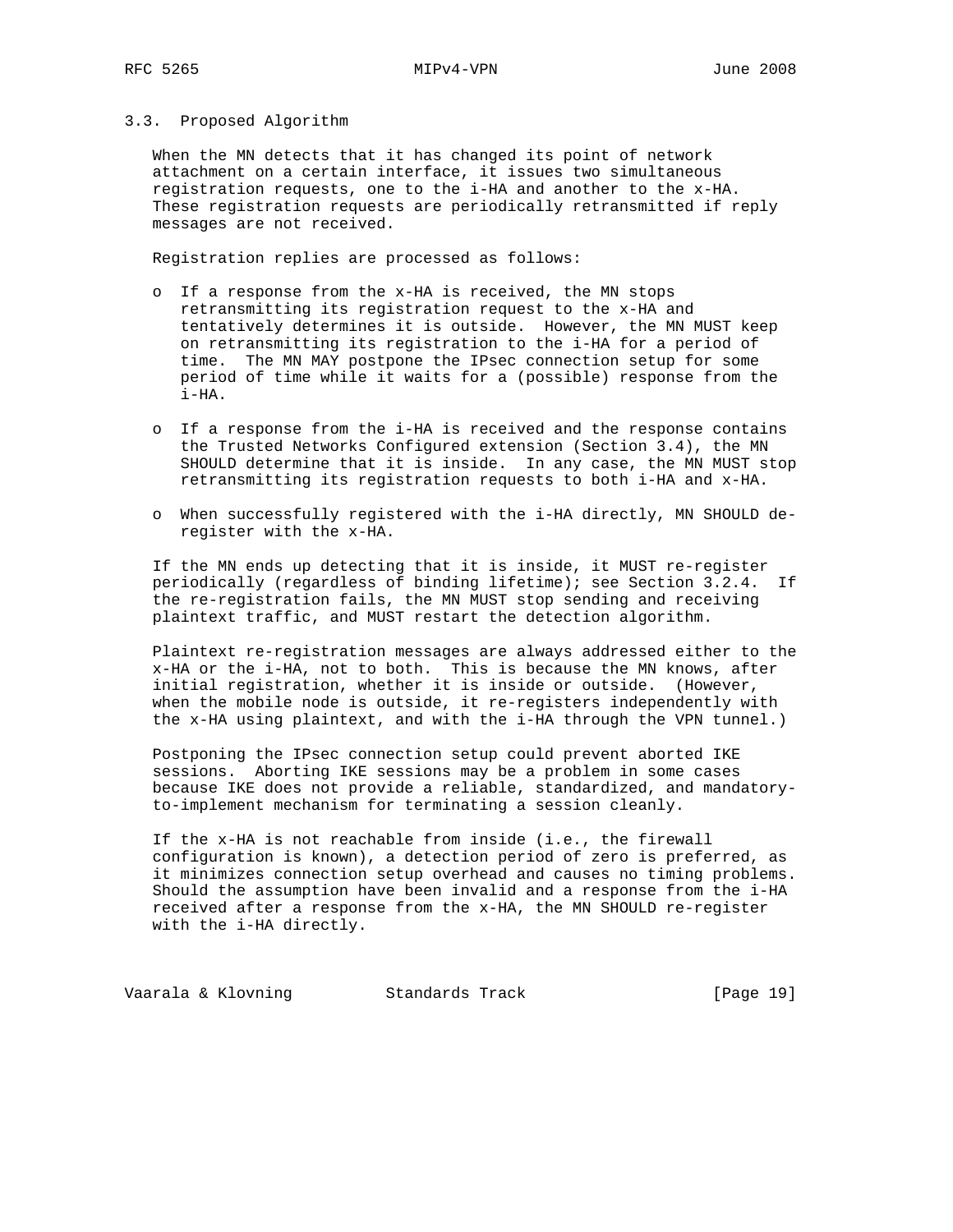### 3.3. Proposed Algorithm

When the MN detects that it has changed its point of network attachment on a certain interface, it issues two simultaneous registration requests, one to the i-HA and another to the x-HA. These registration requests are periodically retransmitted if reply messages are not received.

Registration replies are processed as follows:

- If a response from the x-HA is received, the MN stops retransmitting its registration request to the x-HA and tentatively determines it is outside. However, the MN MUST keep on retransmitting its registration to the i-HA for a period of time. The MN MAY postpone the IPsec connection setup for some period of time while it waits for a (possible) response from the i-HA.
- If a response from the i-HA is received and the response contains the Trusted Networks Configured extension (Section 3.4), the MN SHOULD determine that it is inside. In any case, the MN MUST stop retransmitting its registration requests to both i-HA and x-HA.
- When successfully registered with the i-HA directly, MN SHOULD de-register with the x-HA.

If the MN ends up detecting that it is inside, it MUST re-register periodically (regardless of binding lifetime); see Section 3.2.4. If the re-registration fails, the MN MUST stop sending and receiving plaintext traffic, and MUST restart the detection algorithm.

Plaintext re-registration messages are always addressed either to the x-HA or the i-HA, not to both. This is because the MN knows, after initial registration, whether it is inside or outside. (However, when the mobile node is outside, it re-registers independently with the x-HA using plaintext, and with the i-HA through the VPN tunnel.)

Postponing the IPsec connection setup could prevent aborted IKE sessions. Aborting IKE sessions may be a problem in some cases because IKE does not provide a reliable, standardized, and mandatory-to-implement mechanism for terminating a session cleanly.

If the x-HA is not reachable from inside (i.e., the firewall configuration is known), a detection period of zero is preferred, as it minimizes connection setup overhead and causes no timing problems. Should the assumption have been invalid and a response from the i-HA received after a response from the x-HA, the MN SHOULD re-register with the i-HA directly.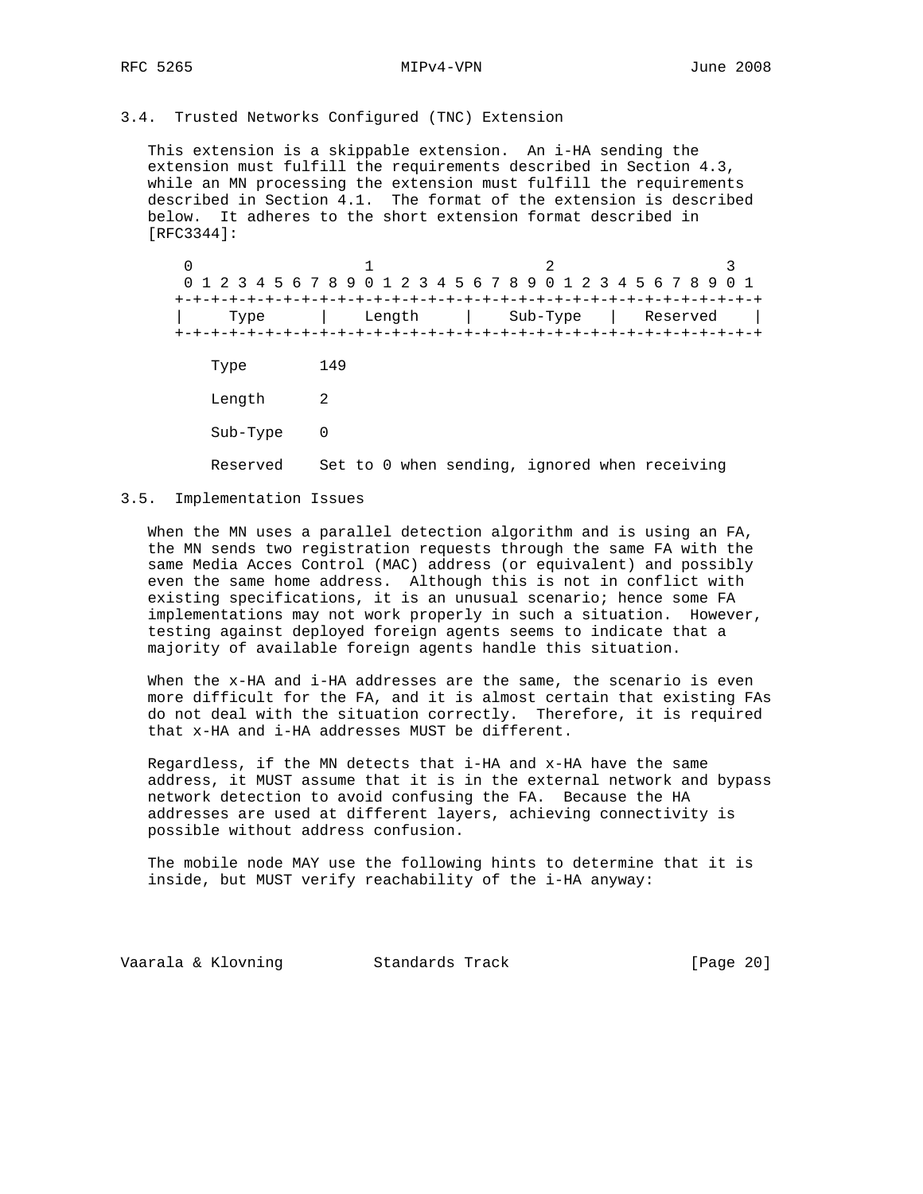### 3.4. Trusted Networks Configured (TNC) Extension

This extension is a skippable extension. An i-HA sending the extension must fulfill the requirements described in Section 4.3, while an MN processing the extension must fulfill the requirements described in Section 4.1. The format of the extension is described below. It adheres to the short extension format described in [RFC3344]:

```
 0                   1                   2                   3
 0 1 2 3 4 5 6 7 8 9 0 1 2 3 4 5 6 7 8 9 0 1 2 3 4 5 6 7 8 9 0 1
+-+-+-+-+-+-+-+-+-+-+-+-+-+-+-+-+-+-+-+-+-+-+-+-+-+-+-+-+-+-+-+-+
|     Type      |    Length     |    Sub-Type   |   Reserved    |
+-+-+-+-+-+-+-+-+-+-+-+-+-+-+-+-+-+-+-+-+-+-+-+-+-+-+-+-+-+-+-+-+

   Type        149

   Length      2

   Sub-Type    0

   Reserved    Set to 0 when sending, ignored when receiving
```

### 3.5. Implementation Issues

When the MN uses a parallel detection algorithm and is using an FA, the MN sends two registration requests through the same FA with the same Media Acces Control (MAC) address (or equivalent) and possibly even the same home address. Although this is not in conflict with existing specifications, it is an unusual scenario; hence some FA implementations may not work properly in such a situation. However, testing against deployed foreign agents seems to indicate that a majority of available foreign agents handle this situation.

When the x-HA and i-HA addresses are the same, the scenario is even more difficult for the FA, and it is almost certain that existing FAs do not deal with the situation correctly. Therefore, it is required that x-HA and i-HA addresses MUST be different.

Regardless, if the MN detects that i-HA and x-HA have the same address, it MUST assume that it is in the external network and bypass network detection to avoid confusing the FA. Because the HA addresses are used at different layers, achieving connectivity is possible without address confusion.

The mobile node MAY use the following hints to determine that it is inside, but MUST verify reachability of the i-HA anyway: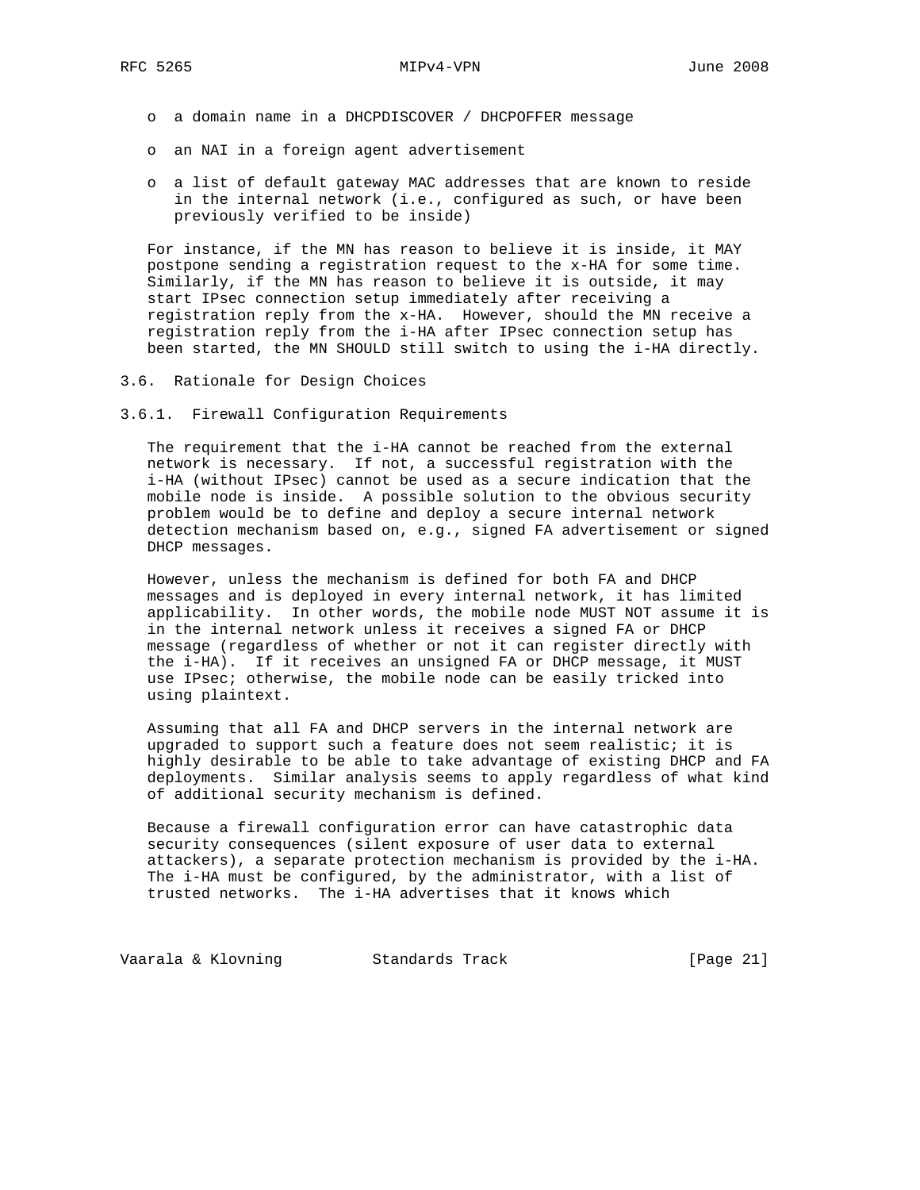- a domain name in a DHCPDISCOVER / DHCPOFFER message
- an NAI in a foreign agent advertisement
- a list of default gateway MAC addresses that are known to reside in the internal network (i.e., configured as such, or have been previously verified to be inside)

For instance, if the MN has reason to believe it is inside, it MAY postpone sending a registration request to the x-HA for some time. Similarly, if the MN has reason to believe it is outside, it may start IPsec connection setup immediately after receiving a registration reply from the x-HA. However, should the MN receive a registration reply from the i-HA after IPsec connection setup has been started, the MN SHOULD still switch to using the i-HA directly.

### 3.6. Rationale for Design Choices

#### 3.6.1. Firewall Configuration Requirements

The requirement that the i-HA cannot be reached from the external network is necessary. If not, a successful registration with the i-HA (without IPsec) cannot be used as a secure indication that the mobile node is inside. A possible solution to the obvious security problem would be to define and deploy a secure internal network detection mechanism based on, e.g., signed FA advertisement or signed DHCP messages.

However, unless the mechanism is defined for both FA and DHCP messages and is deployed in every internal network, it has limited applicability. In other words, the mobile node MUST NOT assume it is in the internal network unless it receives a signed FA or DHCP message (regardless of whether or not it can register directly with the i-HA). If it receives an unsigned FA or DHCP message, it MUST use IPsec; otherwise, the mobile node can be easily tricked into using plaintext.

Assuming that all FA and DHCP servers in the internal network are upgraded to support such a feature does not seem realistic; it is highly desirable to be able to take advantage of existing DHCP and FA deployments. Similar analysis seems to apply regardless of what kind of additional security mechanism is defined.

Because a firewall configuration error can have catastrophic data security consequences (silent exposure of user data to external attackers), a separate protection mechanism is provided by the i-HA. The i-HA must be configured, by the administrator, with a list of trusted networks. The i-HA advertises that it knows which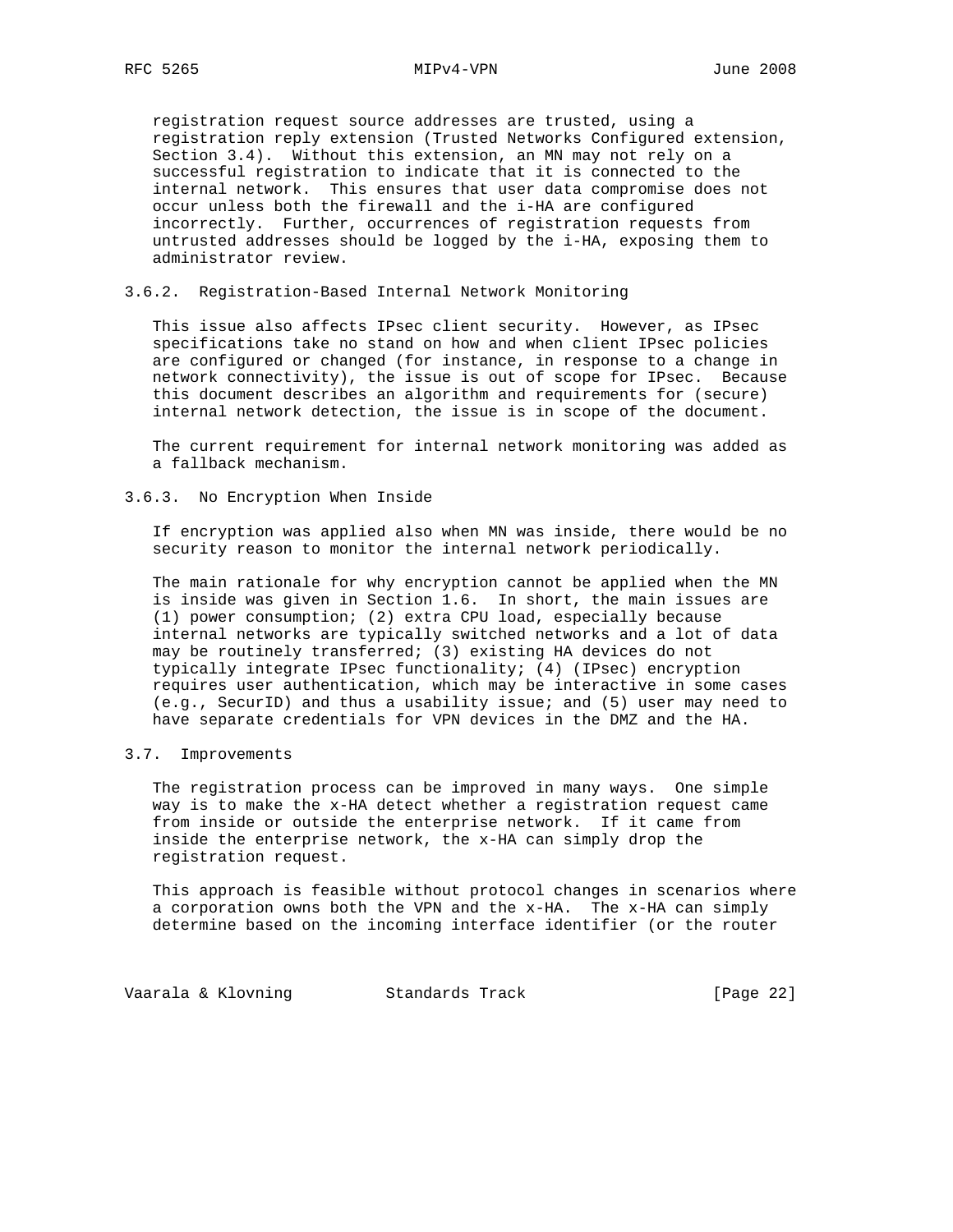registration request source addresses are trusted, using a registration reply extension (Trusted Networks Configured extension, Section 3.4). Without this extension, an MN may not rely on a successful registration to indicate that it is connected to the internal network. This ensures that user data compromise does not occur unless both the firewall and the i-HA are configured incorrectly. Further, occurrences of registration requests from untrusted addresses should be logged by the i-HA, exposing them to administrator review.

### 3.6.2. Registration-Based Internal Network Monitoring

This issue also affects IPsec client security. However, as IPsec specifications take no stand on how and when client IPsec policies are configured or changed (for instance, in response to a change in network connectivity), the issue is out of scope for IPsec. Because this document describes an algorithm and requirements for (secure) internal network detection, the issue is in scope of the document.

The current requirement for internal network monitoring was added as a fallback mechanism.

### 3.6.3. No Encryption When Inside

If encryption was applied also when MN was inside, there would be no security reason to monitor the internal network periodically.

The main rationale for why encryption cannot be applied when the MN is inside was given in Section 1.6. In short, the main issues are (1) power consumption; (2) extra CPU load, especially because internal networks are typically switched networks and a lot of data may be routinely transferred; (3) existing HA devices do not typically integrate IPsec functionality; (4) (IPsec) encryption requires user authentication, which may be interactive in some cases (e.g., SecurID) and thus a usability issue; and (5) user may need to have separate credentials for VPN devices in the DMZ and the HA.

## 3.7. Improvements

The registration process can be improved in many ways. One simple way is to make the x-HA detect whether a registration request came from inside or outside the enterprise network. If it came from inside the enterprise network, the x-HA can simply drop the registration request.

This approach is feasible without protocol changes in scenarios where a corporation owns both the VPN and the x-HA. The x-HA can simply determine based on the incoming interface identifier (or the router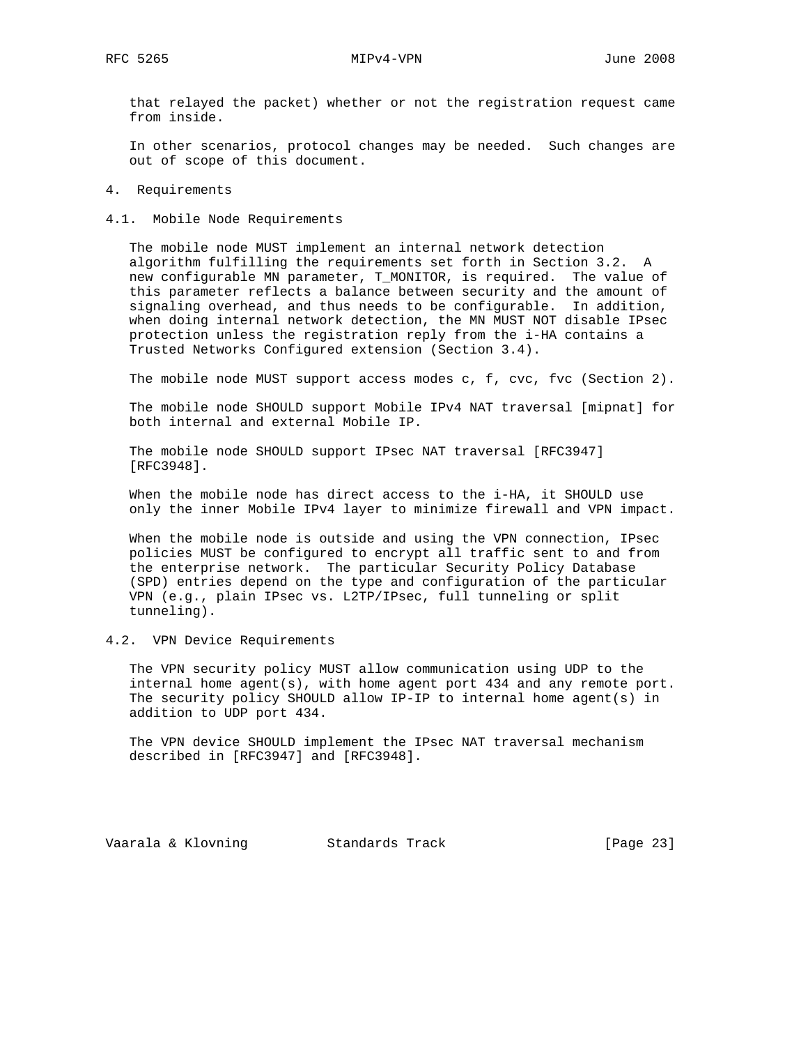that relayed the packet) whether or not the registration request came from inside.

In other scenarios, protocol changes may be needed. Such changes are out of scope of this document.

# 4. Requirements

## 4.1. Mobile Node Requirements

The mobile node MUST implement an internal network detection algorithm fulfilling the requirements set forth in Section 3.2. A new configurable MN parameter, T_MONITOR, is required. The value of this parameter reflects a balance between security and the amount of signaling overhead, and thus needs to be configurable. In addition, when doing internal network detection, the MN MUST NOT disable IPsec protection unless the registration reply from the i-HA contains a Trusted Networks Configured extension (Section 3.4).

The mobile node MUST support access modes c, f, cvc, fvc (Section 2).

The mobile node SHOULD support Mobile IPv4 NAT traversal [mipnat] for both internal and external Mobile IP.

The mobile node SHOULD support IPsec NAT traversal [RFC3947] [RFC3948].

When the mobile node has direct access to the i-HA, it SHOULD use only the inner Mobile IPv4 layer to minimize firewall and VPN impact.

When the mobile node is outside and using the VPN connection, IPsec policies MUST be configured to encrypt all traffic sent to and from the enterprise network. The particular Security Policy Database (SPD) entries depend on the type and configuration of the particular VPN (e.g., plain IPsec vs. L2TP/IPsec, full tunneling or split tunneling).

## 4.2. VPN Device Requirements

The VPN security policy MUST allow communication using UDP to the internal home agent(s), with home agent port 434 and any remote port. The security policy SHOULD allow IP-IP to internal home agent(s) in addition to UDP port 434.

The VPN device SHOULD implement the IPsec NAT traversal mechanism described in [RFC3947] and [RFC3948].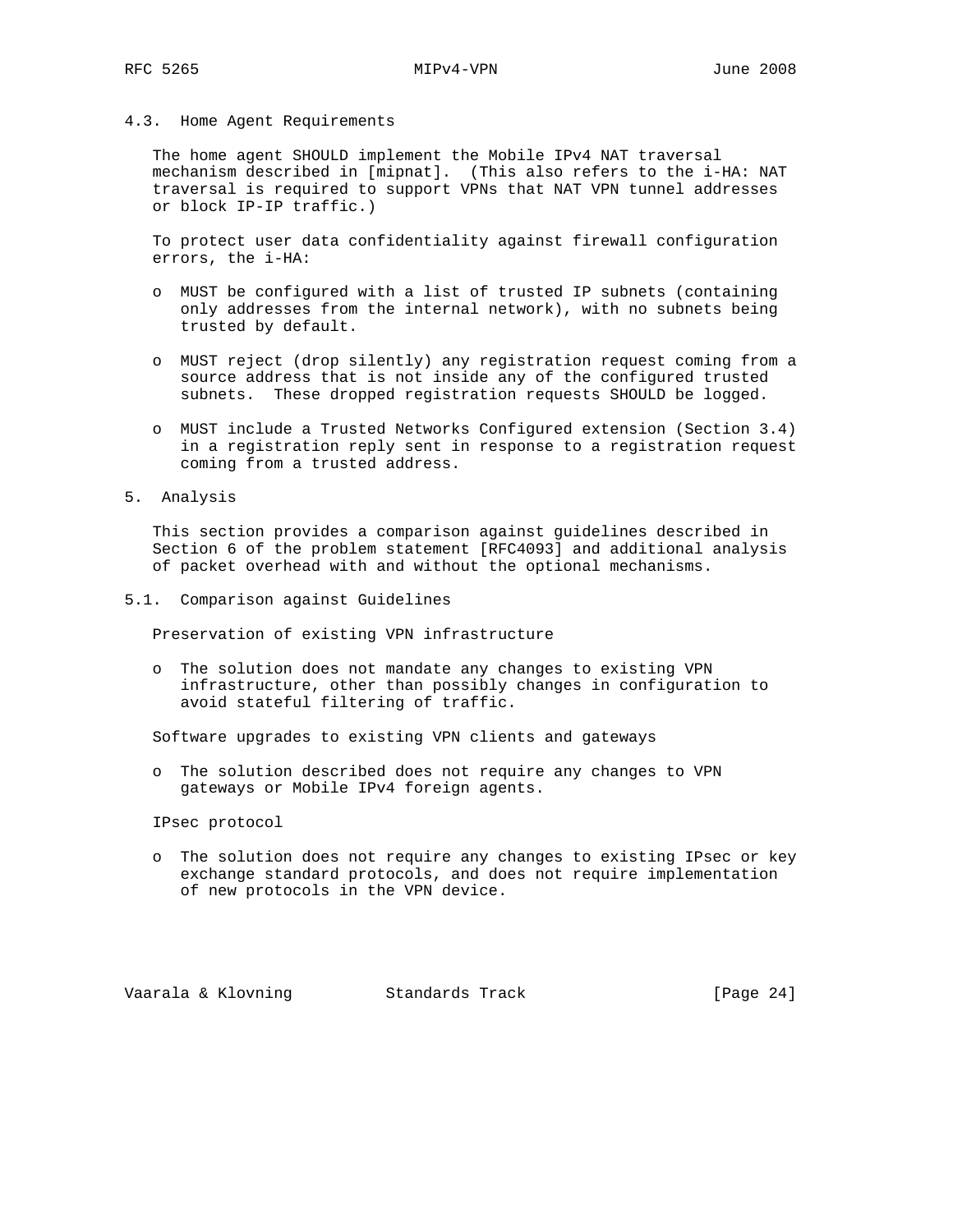### 4.3. Home Agent Requirements

The home agent SHOULD implement the Mobile IPv4 NAT traversal mechanism described in [mipnat]. (This also refers to the i-HA: NAT traversal is required to support VPNs that NAT VPN tunnel addresses or block IP-IP traffic.)

To protect user data confidentiality against firewall configuration errors, the i-HA:

- MUST be configured with a list of trusted IP subnets (containing only addresses from the internal network), with no subnets being trusted by default.
- MUST reject (drop silently) any registration request coming from a source address that is not inside any of the configured trusted subnets. These dropped registration requests SHOULD be logged.
- MUST include a Trusted Networks Configured extension (Section 3.4) in a registration reply sent in response to a registration request coming from a trusted address.

## 5. Analysis

This section provides a comparison against guidelines described in Section 6 of the problem statement [RFC4093] and additional analysis of packet overhead with and without the optional mechanisms.

### 5.1. Comparison against Guidelines

Preservation of existing VPN infrastructure

- The solution does not mandate any changes to existing VPN infrastructure, other than possibly changes in configuration to avoid stateful filtering of traffic.

Software upgrades to existing VPN clients and gateways

- The solution described does not require any changes to VPN gateways or Mobile IPv4 foreign agents.

IPsec protocol

- The solution does not require any changes to existing IPsec or key exchange standard protocols, and does not require implementation of new protocols in the VPN device.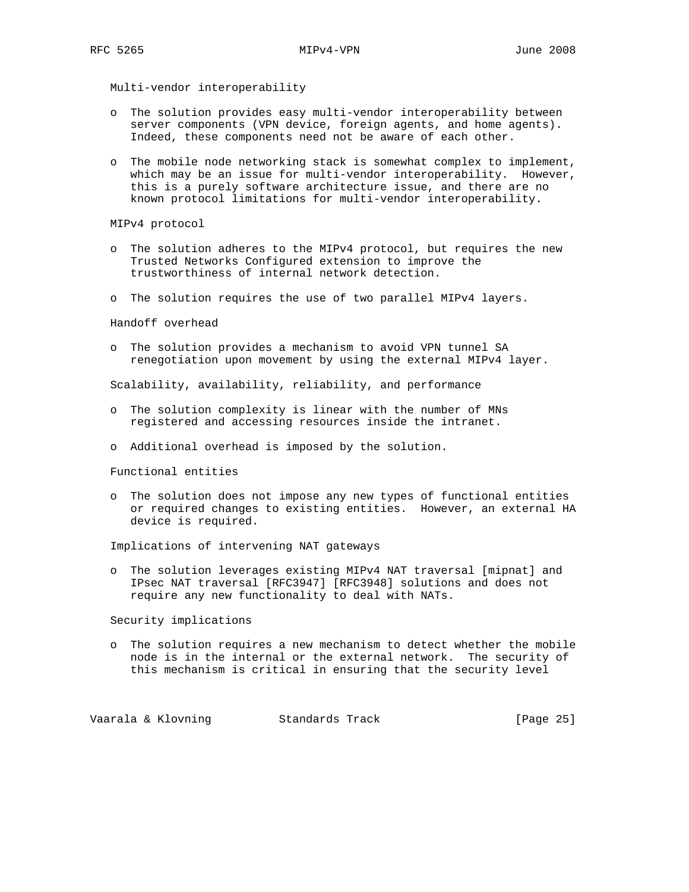Multi-vendor interoperability

- The solution provides easy multi-vendor interoperability between server components (VPN device, foreign agents, and home agents). Indeed, these components need not be aware of each other.

- The mobile node networking stack is somewhat complex to implement, which may be an issue for multi-vendor interoperability. However, this is a purely software architecture issue, and there are no known protocol limitations for multi-vendor interoperability.

MIPv4 protocol

- The solution adheres to the MIPv4 protocol, but requires the new Trusted Networks Configured extension to improve the trustworthiness of internal network detection.

- The solution requires the use of two parallel MIPv4 layers.

Handoff overhead

- The solution provides a mechanism to avoid VPN tunnel SA renegotiation upon movement by using the external MIPv4 layer.

Scalability, availability, reliability, and performance

- The solution complexity is linear with the number of MNs registered and accessing resources inside the intranet.

- Additional overhead is imposed by the solution.

Functional entities

- The solution does not impose any new types of functional entities or required changes to existing entities. However, an external HA device is required.

Implications of intervening NAT gateways

- The solution leverages existing MIPv4 NAT traversal [mipnat] and IPsec NAT traversal [RFC3947] [RFC3948] solutions and does not require any new functionality to deal with NATs.

Security implications

- The solution requires a new mechanism to detect whether the mobile node is in the internal or the external network. The security of this mechanism is critical in ensuring that the security level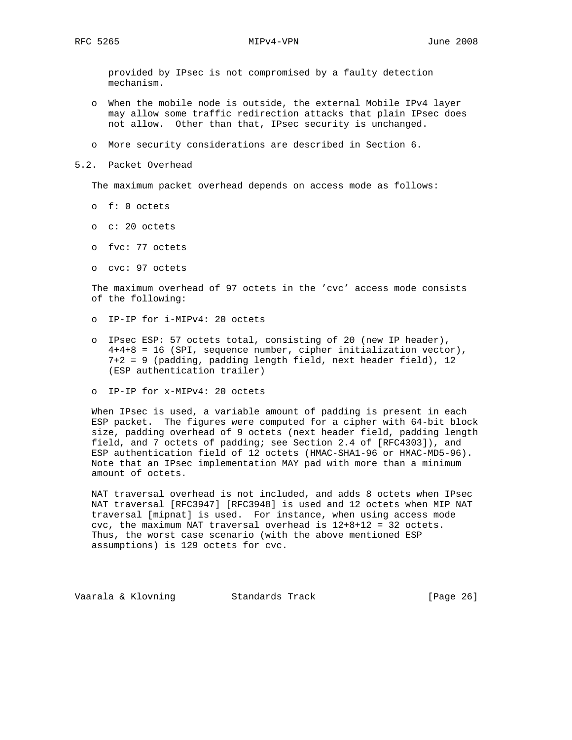provided by IPsec is not compromised by a faulty detection mechanism.

- When the mobile node is outside, the external Mobile IPv4 layer may allow some traffic redirection attacks that plain IPsec does not allow. Other than that, IPsec security is unchanged.
- More security considerations are described in Section 6.

## 5.2. Packet Overhead

The maximum packet overhead depends on access mode as follows:

- f: 0 octets
- c: 20 octets
- fvc: 77 octets
- cvc: 97 octets

The maximum overhead of 97 octets in the 'cvc' access mode consists of the following:

- IP-IP for i-MIPv4: 20 octets
- IPsec ESP: 57 octets total, consisting of 20 (new IP header), 4+4+8 = 16 (SPI, sequence number, cipher initialization vector), 7+2 = 9 (padding, padding length field, next header field), 12 (ESP authentication trailer)
- IP-IP for x-MIPv4: 20 octets

When IPsec is used, a variable amount of padding is present in each ESP packet. The figures were computed for a cipher with 64-bit block size, padding overhead of 9 octets (next header field, padding length field, and 7 octets of padding; see Section 2.4 of [RFC4303]), and ESP authentication field of 12 octets (HMAC-SHA1-96 or HMAC-MD5-96). Note that an IPsec implementation MAY pad with more than a minimum amount of octets.

NAT traversal overhead is not included, and adds 8 octets when IPsec NAT traversal [RFC3947] [RFC3948] is used and 12 octets when MIP NAT traversal [mipnat] is used. For instance, when using access mode cvc, the maximum NAT traversal overhead is 12+8+12 = 32 octets. Thus, the worst case scenario (with the above mentioned ESP assumptions) is 129 octets for cvc.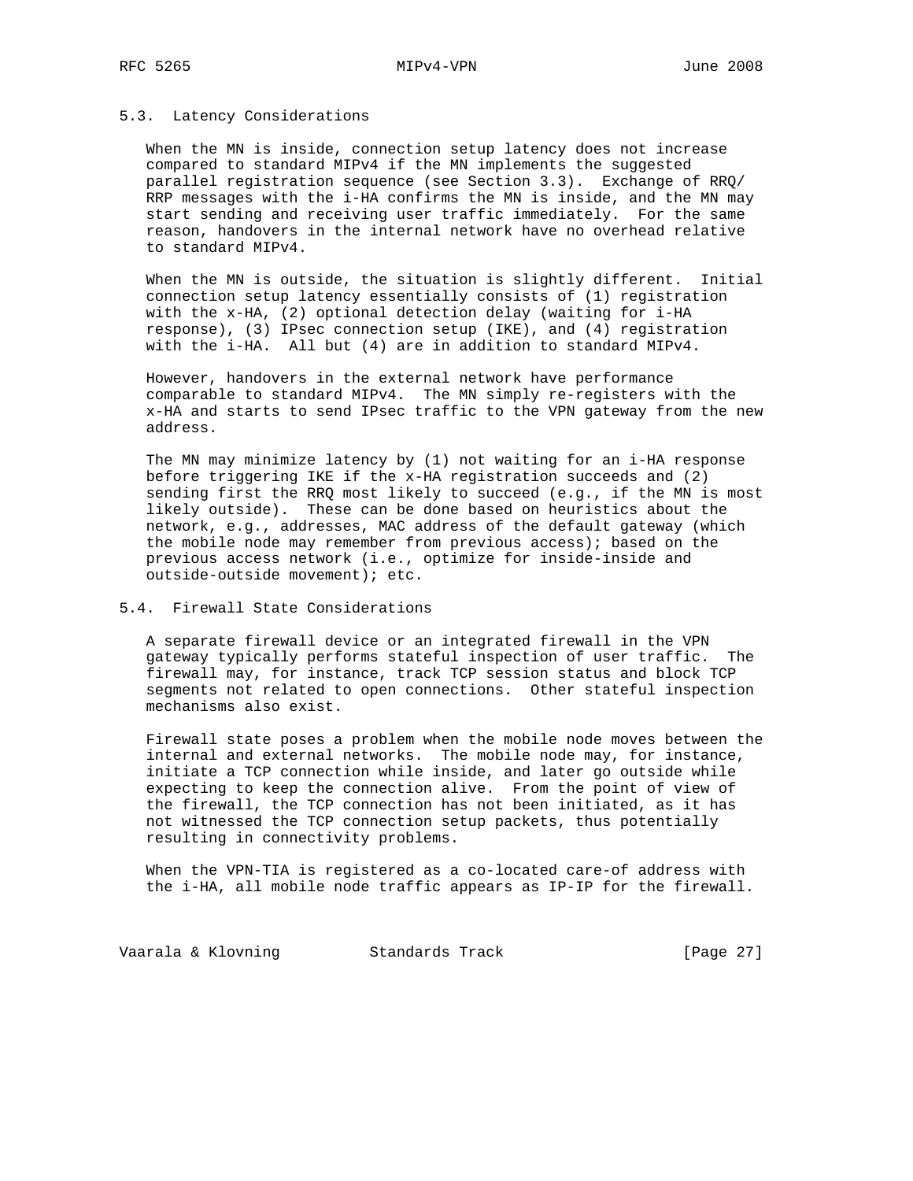### 5.3. Latency Considerations

When the MN is inside, connection setup latency does not increase compared to standard MIPv4 if the MN implements the suggested parallel registration sequence (see Section 3.3). Exchange of RRQ/RRP messages with the i-HA confirms the MN is inside, and the MN may start sending and receiving user traffic immediately. For the same reason, handovers in the internal network have no overhead relative to standard MIPv4.

When the MN is outside, the situation is slightly different. Initial connection setup latency essentially consists of (1) registration with the x-HA, (2) optional detection delay (waiting for i-HA response), (3) IPsec connection setup (IKE), and (4) registration with the i-HA. All but (4) are in addition to standard MIPv4.

However, handovers in the external network have performance comparable to standard MIPv4. The MN simply re-registers with the x-HA and starts to send IPsec traffic to the VPN gateway from the new address.

The MN may minimize latency by (1) not waiting for an i-HA response before triggering IKE if the x-HA registration succeeds and (2) sending first the RRQ most likely to succeed (e.g., if the MN is most likely outside). These can be done based on heuristics about the network, e.g., addresses, MAC address of the default gateway (which the mobile node may remember from previous access); based on the previous access network (i.e., optimize for inside-inside and outside-outside movement); etc.

### 5.4. Firewall State Considerations

A separate firewall device or an integrated firewall in the VPN gateway typically performs stateful inspection of user traffic. The firewall may, for instance, track TCP session status and block TCP segments not related to open connections. Other stateful inspection mechanisms also exist.

Firewall state poses a problem when the mobile node moves between the internal and external networks. The mobile node may, for instance, initiate a TCP connection while inside, and later go outside while expecting to keep the connection alive. From the point of view of the firewall, the TCP connection has not been initiated, as it has not witnessed the TCP connection setup packets, thus potentially resulting in connectivity problems.

When the VPN-TIA is registered as a co-located care-of address with the i-HA, all mobile node traffic appears as IP-IP for the firewall.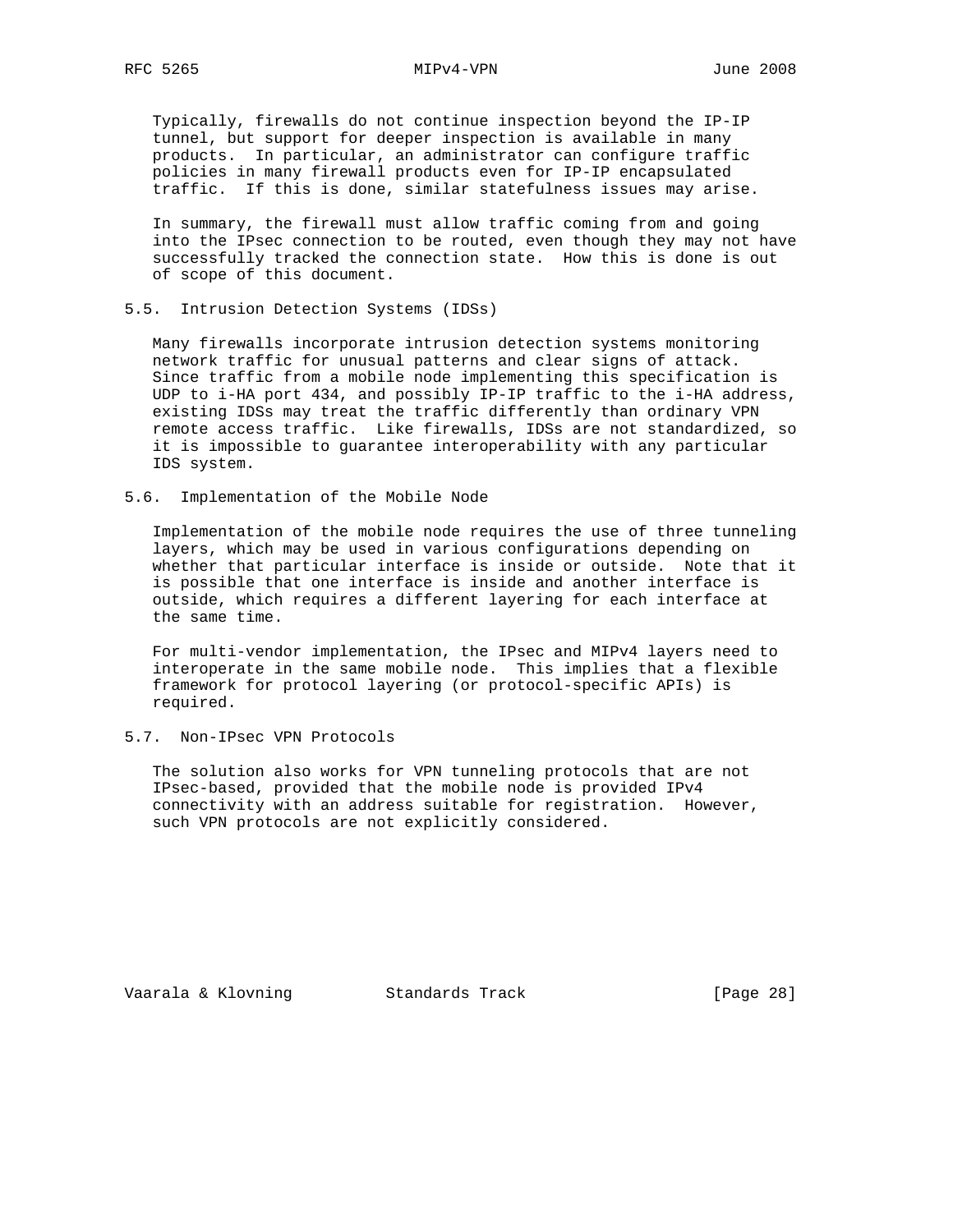Typically, firewalls do not continue inspection beyond the IP-IP tunnel, but support for deeper inspection is available in many products. In particular, an administrator can configure traffic policies in many firewall products even for IP-IP encapsulated traffic. If this is done, similar statefulness issues may arise.

In summary, the firewall must allow traffic coming from and going into the IPsec connection to be routed, even though they may not have successfully tracked the connection state. How this is done is out of scope of this document.

### 5.5. Intrusion Detection Systems (IDSs)

Many firewalls incorporate intrusion detection systems monitoring network traffic for unusual patterns and clear signs of attack. Since traffic from a mobile node implementing this specification is UDP to i-HA port 434, and possibly IP-IP traffic to the i-HA address, existing IDSs may treat the traffic differently than ordinary VPN remote access traffic. Like firewalls, IDSs are not standardized, so it is impossible to guarantee interoperability with any particular IDS system.

### 5.6. Implementation of the Mobile Node

Implementation of the mobile node requires the use of three tunneling layers, which may be used in various configurations depending on whether that particular interface is inside or outside. Note that it is possible that one interface is inside and another interface is outside, which requires a different layering for each interface at the same time.

For multi-vendor implementation, the IPsec and MIPv4 layers need to interoperate in the same mobile node. This implies that a flexible framework for protocol layering (or protocol-specific APIs) is required.

### 5.7. Non-IPsec VPN Protocols

The solution also works for VPN tunneling protocols that are not IPsec-based, provided that the mobile node is provided IPv4 connectivity with an address suitable for registration. However, such VPN protocols are not explicitly considered.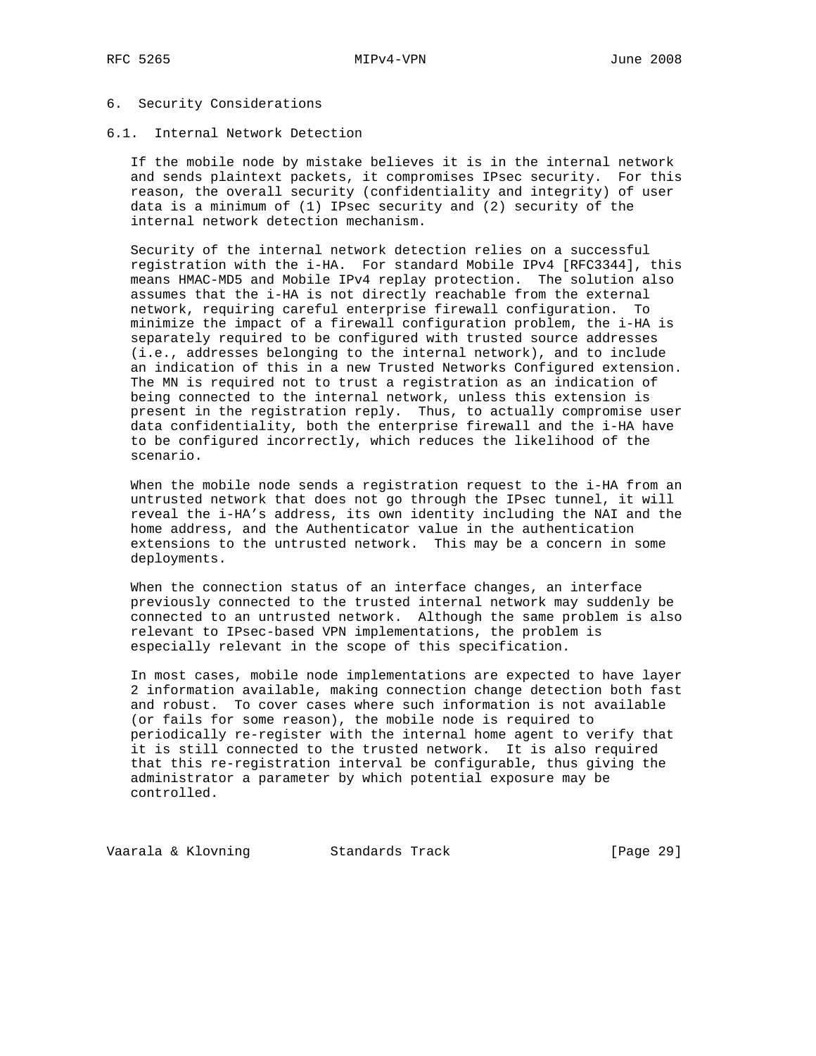## 6. Security Considerations

### 6.1. Internal Network Detection

If the mobile node by mistake believes it is in the internal network and sends plaintext packets, it compromises IPsec security. For this reason, the overall security (confidentiality and integrity) of user data is a minimum of (1) IPsec security and (2) security of the internal network detection mechanism.

Security of the internal network detection relies on a successful registration with the i-HA. For standard Mobile IPv4 [RFC3344], this means HMAC-MD5 and Mobile IPv4 replay protection. The solution also assumes that the i-HA is not directly reachable from the external network, requiring careful enterprise firewall configuration. To minimize the impact of a firewall configuration problem, the i-HA is separately required to be configured with trusted source addresses (i.e., addresses belonging to the internal network), and to include an indication of this in a new Trusted Networks Configured extension. The MN is required not to trust a registration as an indication of being connected to the internal network, unless this extension is present in the registration reply. Thus, to actually compromise user data confidentiality, both the enterprise firewall and the i-HA have to be configured incorrectly, which reduces the likelihood of the scenario.

When the mobile node sends a registration request to the i-HA from an untrusted network that does not go through the IPsec tunnel, it will reveal the i-HA's address, its own identity including the NAI and the home address, and the Authenticator value in the authentication extensions to the untrusted network. This may be a concern in some deployments.

When the connection status of an interface changes, an interface previously connected to the trusted internal network may suddenly be connected to an untrusted network. Although the same problem is also relevant to IPsec-based VPN implementations, the problem is especially relevant in the scope of this specification.

In most cases, mobile node implementations are expected to have layer 2 information available, making connection change detection both fast and robust. To cover cases where such information is not available (or fails for some reason), the mobile node is required to periodically re-register with the internal home agent to verify that it is still connected to the trusted network. It is also required that this re-registration interval be configurable, thus giving the administrator a parameter by which potential exposure may be controlled.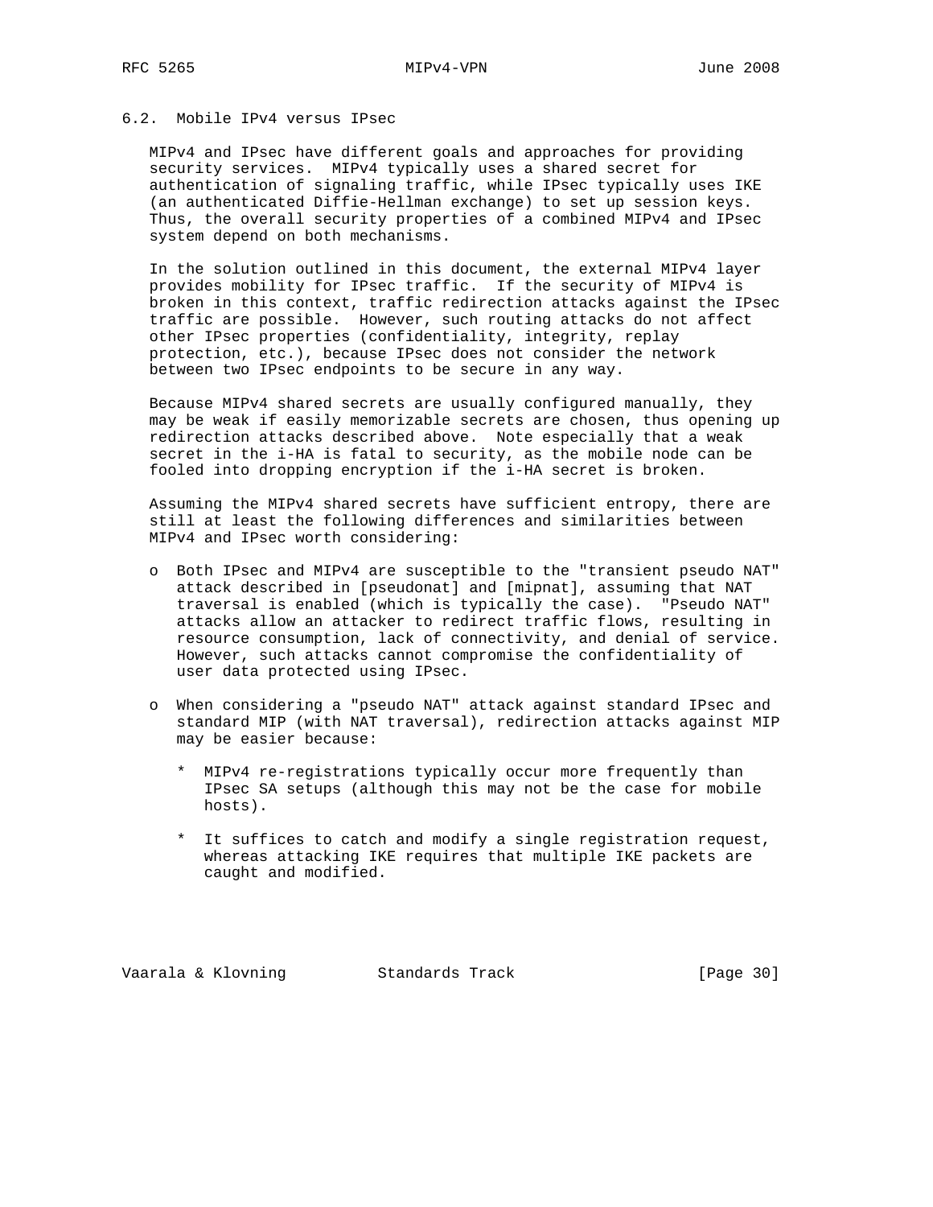### 6.2. Mobile IPv4 versus IPsec

MIPv4 and IPsec have different goals and approaches for providing security services. MIPv4 typically uses a shared secret for authentication of signaling traffic, while IPsec typically uses IKE (an authenticated Diffie-Hellman exchange) to set up session keys. Thus, the overall security properties of a combined MIPv4 and IPsec system depend on both mechanisms.

In the solution outlined in this document, the external MIPv4 layer provides mobility for IPsec traffic. If the security of MIPv4 is broken in this context, traffic redirection attacks against the IPsec traffic are possible. However, such routing attacks do not affect other IPsec properties (confidentiality, integrity, replay protection, etc.), because IPsec does not consider the network between two IPsec endpoints to be secure in any way.

Because MIPv4 shared secrets are usually configured manually, they may be weak if easily memorizable secrets are chosen, thus opening up redirection attacks described above. Note especially that a weak secret in the i-HA is fatal to security, as the mobile node can be fooled into dropping encryption if the i-HA secret is broken.

Assuming the MIPv4 shared secrets have sufficient entropy, there are still at least the following differences and similarities between MIPv4 and IPsec worth considering:

- Both IPsec and MIPv4 are susceptible to the "transient pseudo NAT" attack described in [pseudonat] and [mipnat], assuming that NAT traversal is enabled (which is typically the case). "Pseudo NAT" attacks allow an attacker to redirect traffic flows, resulting in resource consumption, lack of connectivity, and denial of service. However, such attacks cannot compromise the confidentiality of user data protected using IPsec.

- When considering a "pseudo NAT" attack against standard IPsec and standard MIP (with NAT traversal), redirection attacks against MIP may be easier because:

  * MIPv4 re-registrations typically occur more frequently than IPsec SA setups (although this may not be the case for mobile hosts).

  * It suffices to catch and modify a single registration request, whereas attacking IKE requires that multiple IKE packets are caught and modified.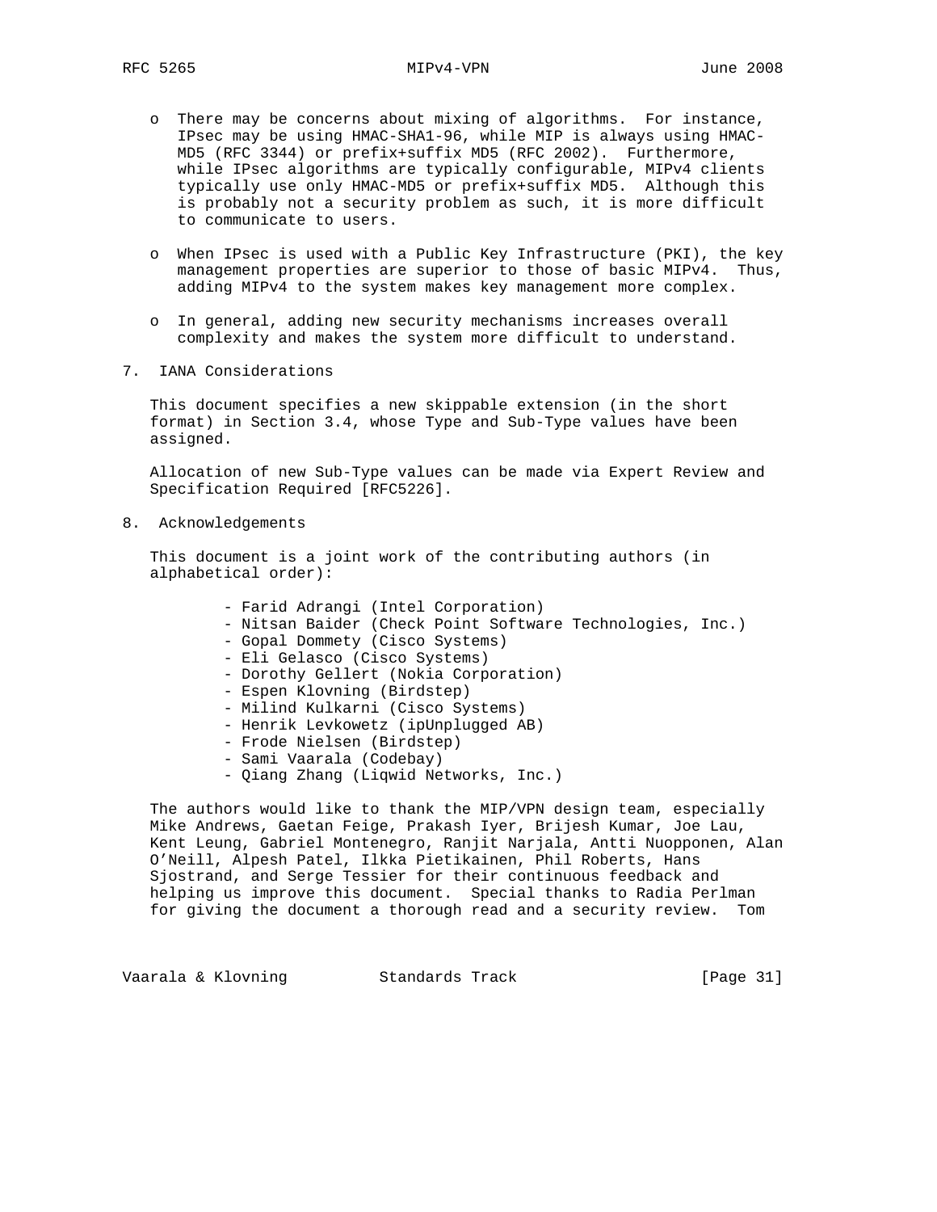- There may be concerns about mixing of algorithms. For instance, IPsec may be using HMAC-SHA1-96, while MIP is always using HMAC-MD5 (RFC 3344) or prefix+suffix MD5 (RFC 2002). Furthermore, while IPsec algorithms are typically configurable, MIPv4 clients typically use only HMAC-MD5 or prefix+suffix MD5. Although this is probably not a security problem as such, it is more difficult to communicate to users.

- When IPsec is used with a Public Key Infrastructure (PKI), the key management properties are superior to those of basic MIPv4. Thus, adding MIPv4 to the system makes key management more complex.

- In general, adding new security mechanisms increases overall complexity and makes the system more difficult to understand.

## 7. IANA Considerations

This document specifies a new skippable extension (in the short format) in Section 3.4, whose Type and Sub-Type values have been assigned.

Allocation of new Sub-Type values can be made via Expert Review and Specification Required [RFC5226].

## 8. Acknowledgements

This document is a joint work of the contributing authors (in alphabetical order):

- Farid Adrangi (Intel Corporation)
- Nitsan Baider (Check Point Software Technologies, Inc.)
- Gopal Dommety (Cisco Systems)
- Eli Gelasco (Cisco Systems)
- Dorothy Gellert (Nokia Corporation)
- Espen Klovning (Birdstep)
- Milind Kulkarni (Cisco Systems)
- Henrik Levkowetz (ipUnplugged AB)
- Frode Nielsen (Birdstep)
- Sami Vaarala (Codebay)
- Qiang Zhang (Liqwid Networks, Inc.)

The authors would like to thank the MIP/VPN design team, especially Mike Andrews, Gaetan Feige, Prakash Iyer, Brijesh Kumar, Joe Lau, Kent Leung, Gabriel Montenegro, Ranjit Narjala, Antti Nuopponen, Alan O'Neill, Alpesh Patel, Ilkka Pietikainen, Phil Roberts, Hans Sjostrand, and Serge Tessier for their continuous feedback and helping us improve this document. Special thanks to Radia Perlman for giving the document a thorough read and a security review. Tom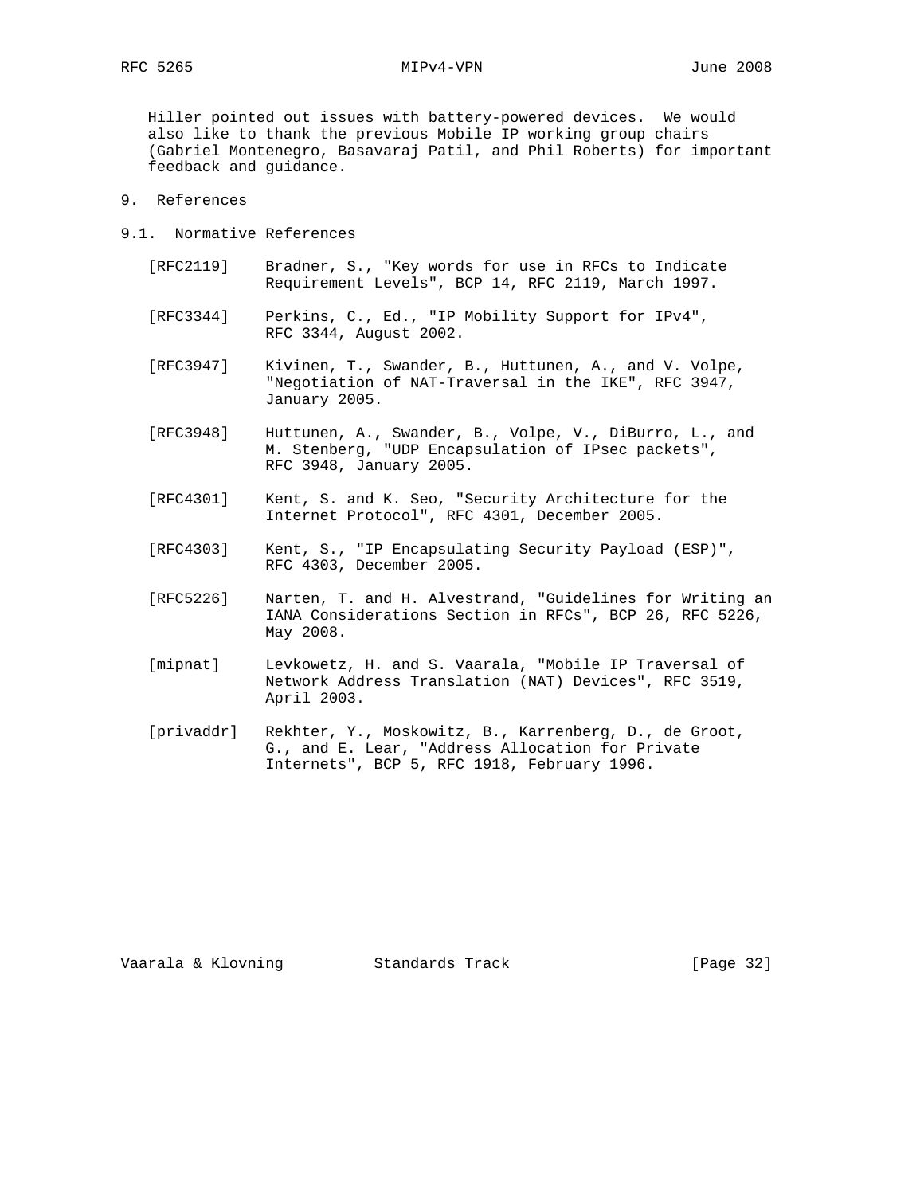Hiller pointed out issues with battery-powered devices. We would also like to thank the previous Mobile IP working group chairs (Gabriel Montenegro, Basavaraj Patil, and Phil Roberts) for important feedback and guidance.

# 9. References

## 9.1. Normative References

[RFC2119] Bradner, S., "Key words for use in RFCs to Indicate Requirement Levels", BCP 14, RFC 2119, March 1997.

[RFC3344] Perkins, C., Ed., "IP Mobility Support for IPv4", RFC 3344, August 2002.

[RFC3947] Kivinen, T., Swander, B., Huttunen, A., and V. Volpe, "Negotiation of NAT-Traversal in the IKE", RFC 3947, January 2005.

[RFC3948] Huttunen, A., Swander, B., Volpe, V., DiBurro, L., and M. Stenberg, "UDP Encapsulation of IPsec packets", RFC 3948, January 2005.

[RFC4301] Kent, S. and K. Seo, "Security Architecture for the Internet Protocol", RFC 4301, December 2005.

[RFC4303] Kent, S., "IP Encapsulating Security Payload (ESP)", RFC 4303, December 2005.

[RFC5226] Narten, T. and H. Alvestrand, "Guidelines for Writing an IANA Considerations Section in RFCs", BCP 26, RFC 5226, May 2008.

[mipnat] Levkowetz, H. and S. Vaarala, "Mobile IP Traversal of Network Address Translation (NAT) Devices", RFC 3519, April 2003.

[privaddr] Rekhter, Y., Moskowitz, B., Karrenberg, D., de Groot, G., and E. Lear, "Address Allocation for Private Internets", BCP 5, RFC 1918, February 1996.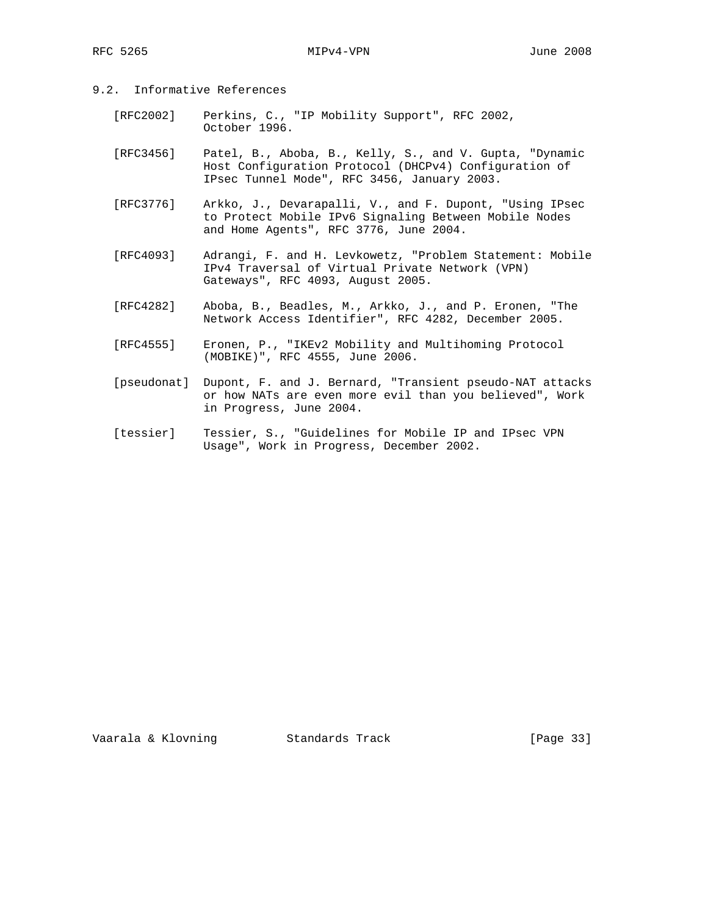### 9.2. Informative References

[RFC2002] Perkins, C., "IP Mobility Support", RFC 2002, October 1996.

[RFC3456] Patel, B., Aboba, B., Kelly, S., and V. Gupta, "Dynamic Host Configuration Protocol (DHCPv4) Configuration of IPsec Tunnel Mode", RFC 3456, January 2003.

[RFC3776] Arkko, J., Devarapalli, V., and F. Dupont, "Using IPsec to Protect Mobile IPv6 Signaling Between Mobile Nodes and Home Agents", RFC 3776, June 2004.

[RFC4093] Adrangi, F. and H. Levkowetz, "Problem Statement: Mobile IPv4 Traversal of Virtual Private Network (VPN) Gateways", RFC 4093, August 2005.

[RFC4282] Aboba, B., Beadles, M., Arkko, J., and P. Eronen, "The Network Access Identifier", RFC 4282, December 2005.

[RFC4555] Eronen, P., "IKEv2 Mobility and Multihoming Protocol (MOBIKE)", RFC 4555, June 2006.

[pseudonat] Dupont, F. and J. Bernard, "Transient pseudo-NAT attacks or how NATs are even more evil than you believed", Work in Progress, June 2004.

[tessier] Tessier, S., "Guidelines for Mobile IP and IPsec VPN Usage", Work in Progress, December 2002.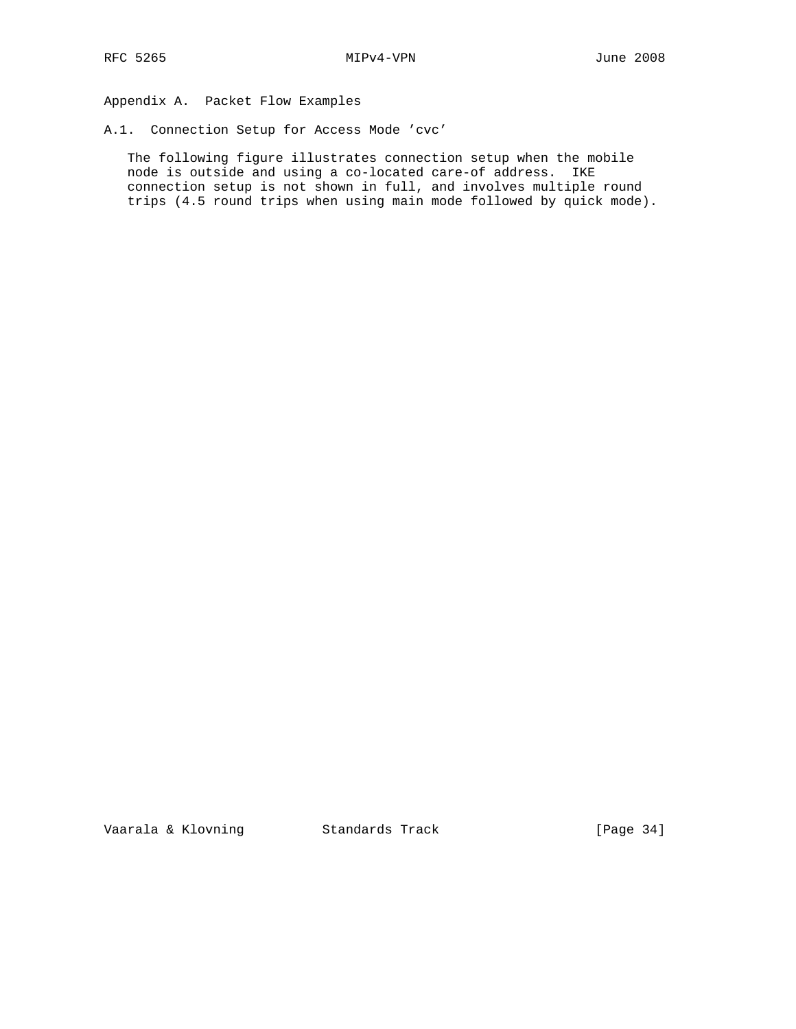# Appendix A. Packet Flow Examples

## A.1. Connection Setup for Access Mode 'cvc'

The following figure illustrates connection setup when the mobile node is outside and using a co-located care-of address. IKE connection setup is not shown in full, and involves multiple round trips (4.5 round trips when using main mode followed by quick mode).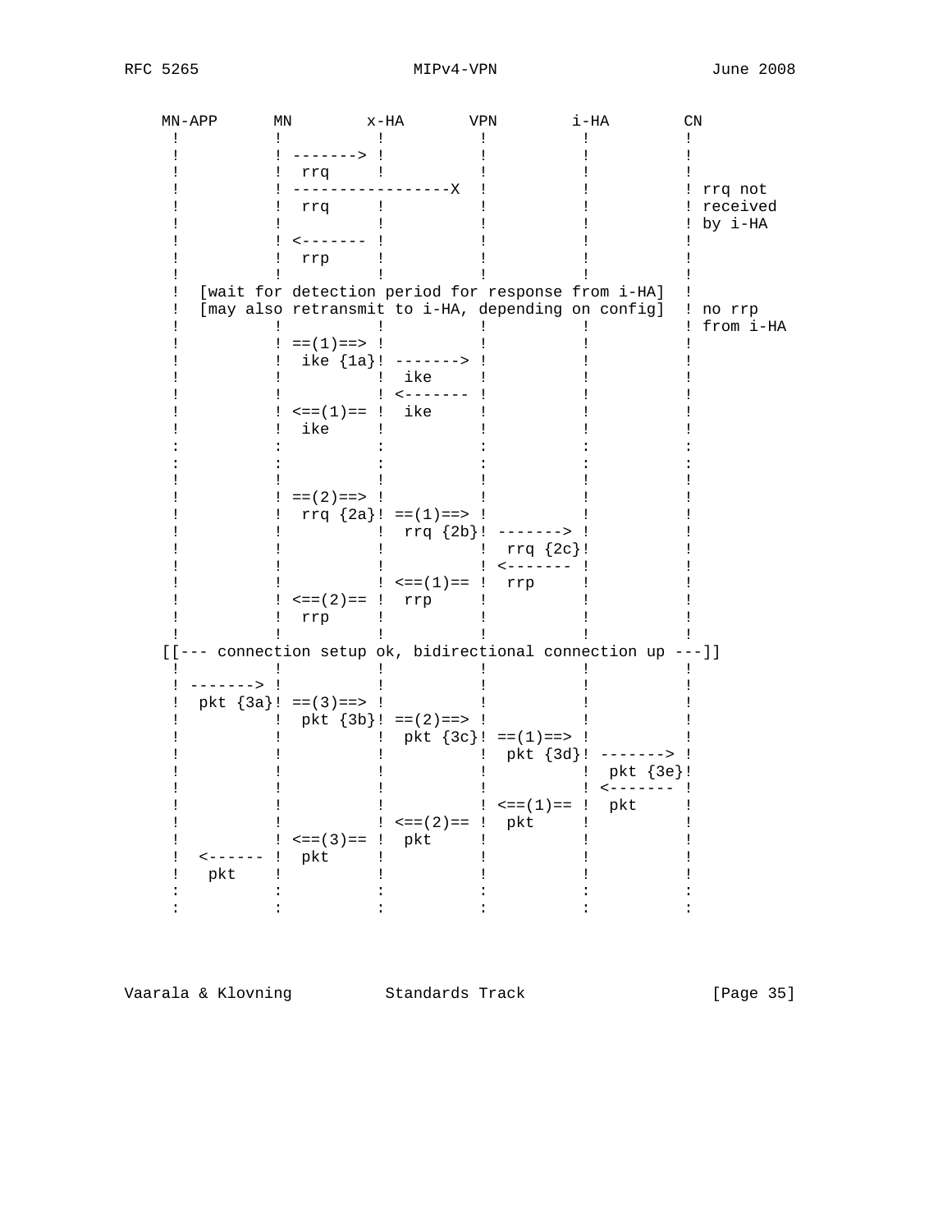```
    MN-APP      MN        x-HA       VPN        i-HA        CN
     !          !          !          !          !          !
     !          ! -------> !          !          !          !
     !          !  rrq     !          !          !          !
     !          ! -----------------X  !          !          ! rrq not
     !          !  rrq     !          !          !          ! received
     !          !          !          !          !          ! by i-HA
     !          ! <------- !          !          !          !
     !          !  rrp     !          !          !          !
     !          !          !          !          !          !
     !  [wait for detection period for response from i-HA]  !
     !  [may also retransmit to i-HA, depending on config]  ! no rrp
     !          !          !          !          !          ! from i-HA
     !          ! ==(1)==> !          !          !          !
     !          !  ike {1a}! -------> !          !          !
     !          !          !  ike     !          !          !
     !          !          ! <------- !          !          !
     !          ! <==(1)== !  ike     !          !          !
     !          !  ike     !          !          !          !
     :          :          :          :          :          :
     :          :          :          :          :          :
     !          !          !          !          !          !
     !          ! ==(2)==> !          !          !          !
     !          !  rrq {2a}! ==(1)==> !          !          !
     !          !          !  rrq {2b}! -------> !          !
     !          !          !          !  rrq {2c}!          !
     !          !          !          ! <------- !          !
     !          !          ! <==(1)== !  rrp     !          !
     !          ! <==(2)== !  rrp     !          !          !
     !          !  rrp     !          !          !          !
     !          !          !          !          !          !
    [[--- connection setup ok, bidirectional connection up ---]]
     !          !          !          !          !          !
     ! -------> !          !          !          !          !
     !  pkt {3a}! ==(3)==> !          !          !          !
     !          !  pkt {3b}! ==(2)==> !          !          !
     !          !          !  pkt {3c}! ==(1)==> !          !
     !          !          !          !  pkt {3d}! -------> !
     !          !          !          !          !  pkt {3e}!
     !          !          !          !          ! <------- !
     !          !          !          ! <==(1)== !  pkt     !
     !          !          ! <==(2)== !  pkt     !          !
     !          ! <==(3)== !  pkt     !          !          !
     !  <------ !  pkt     !          !          !          !
     !   pkt    !          !          !          !          !
     :          :          :          :          :          :
     :          :          :          :          :          :
```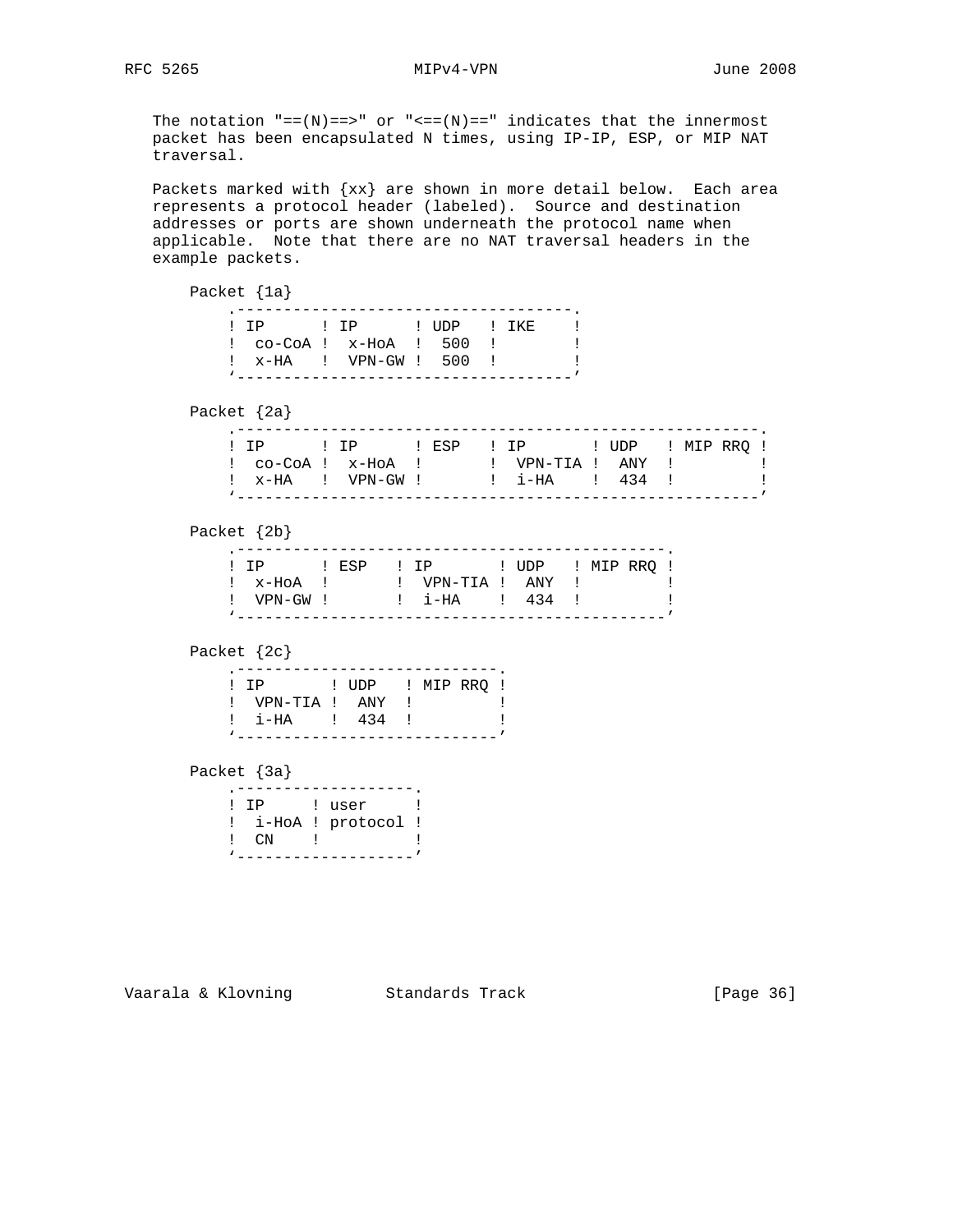The notation "==(N)==>" or "<==(N)==" indicates that the innermost packet has been encapsulated N times, using IP-IP, ESP, or MIP NAT traversal.

Packets marked with {xx} are shown in more detail below. Each area represents a protocol header (labeled). Source and destination addresses or ports are shown underneath the protocol name when applicable. Note that there are no NAT traversal headers in the example packets.

```
Packet {1a}
    .-----------------------------------.
    ! IP      ! IP      ! UDP   ! IKE    !
    !  co-CoA !  x-HoA  !  500  !        !
    !  x-HA   !  VPN-GW !  500  !        !
    '-----------------------------------'

Packet {2a}
    .-----------------------------------------------------.
    ! IP      ! IP      ! ESP   ! IP       ! UDP   ! MIP RRQ !
    !  co-CoA !  x-HoA  !       !  VPN-TIA !  ANY  !         !
    !  x-HA   !  VPN-GW !       !  i-HA    !  434  !         !
    '-----------------------------------------------------'

Packet {2b}
    .-------------------------------------------.
    ! IP      ! ESP   ! IP       ! UDP   ! MIP RRQ !
    !  x-HoA  !       !  VPN-TIA !  ANY  !         !
    !  VPN-GW !       !  i-HA    !  434  !         !
    '-------------------------------------------'

Packet {2c}
    .---------------------------.
    ! IP       ! UDP   ! MIP RRQ !
    !  VPN-TIA !  ANY  !         !
    !  i-HA    !  434  !         !
    '---------------------------'

Packet {3a}
    .-------------------.
    ! IP     ! user     !
    !  i-HoA ! protocol !
    !  CN    !          !
    '-------------------'
```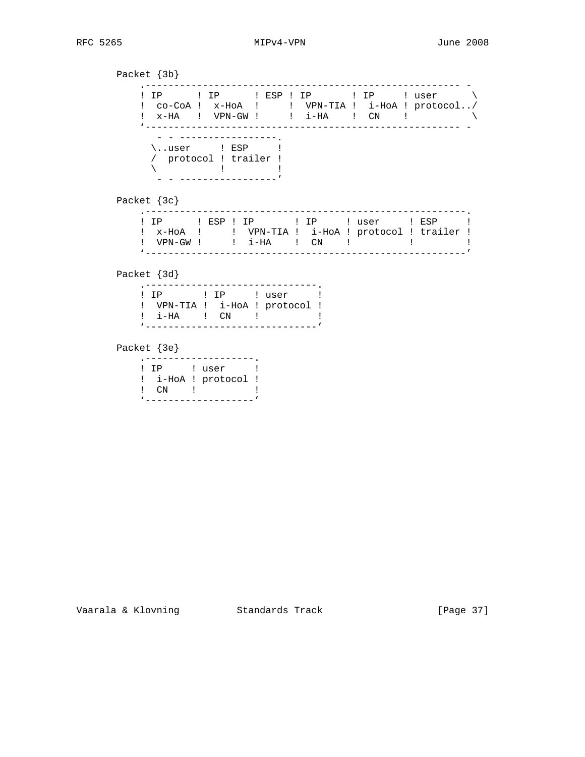Packet {3b}

```
    .------------------------------------------------------ -
    ! IP      ! IP      ! ESP ! IP       ! IP     ! user      \
    !  co-CoA !  x-HoA  !     !  VPN-TIA !  i-HoA ! protocol../
    !  x-HA   !  VPN-GW !     !  i-HA    !  CN    !           \
    '------------------------------------------------------ -
       - - -----------------.
      \..user     ! ESP     !
      /  protocol ! trailer !
      \           !         !
       - - -----------------'
```

Packet {3c}

```
    .------------------------------------------------------.
    ! IP      ! ESP ! IP       ! IP     ! user     ! ESP     !
    !  x-HoA  !     !  VPN-TIA !  i-HoA ! protocol ! trailer !
    !  VPN-GW !     !  i-HA    !  CN    !          !         !
    '------------------------------------------------------'
```

Packet {3d}

```
    .-----------------------------.
    ! IP       ! IP     ! user     !
    !  VPN-TIA !  i-HoA ! protocol !
    !  i-HA    !  CN    !          !
    '-----------------------------'
```

Packet {3e}

```
    .-------------------.
    ! IP     ! user     !
    !  i-HoA ! protocol !
    !  CN    !          !
    '-------------------'
```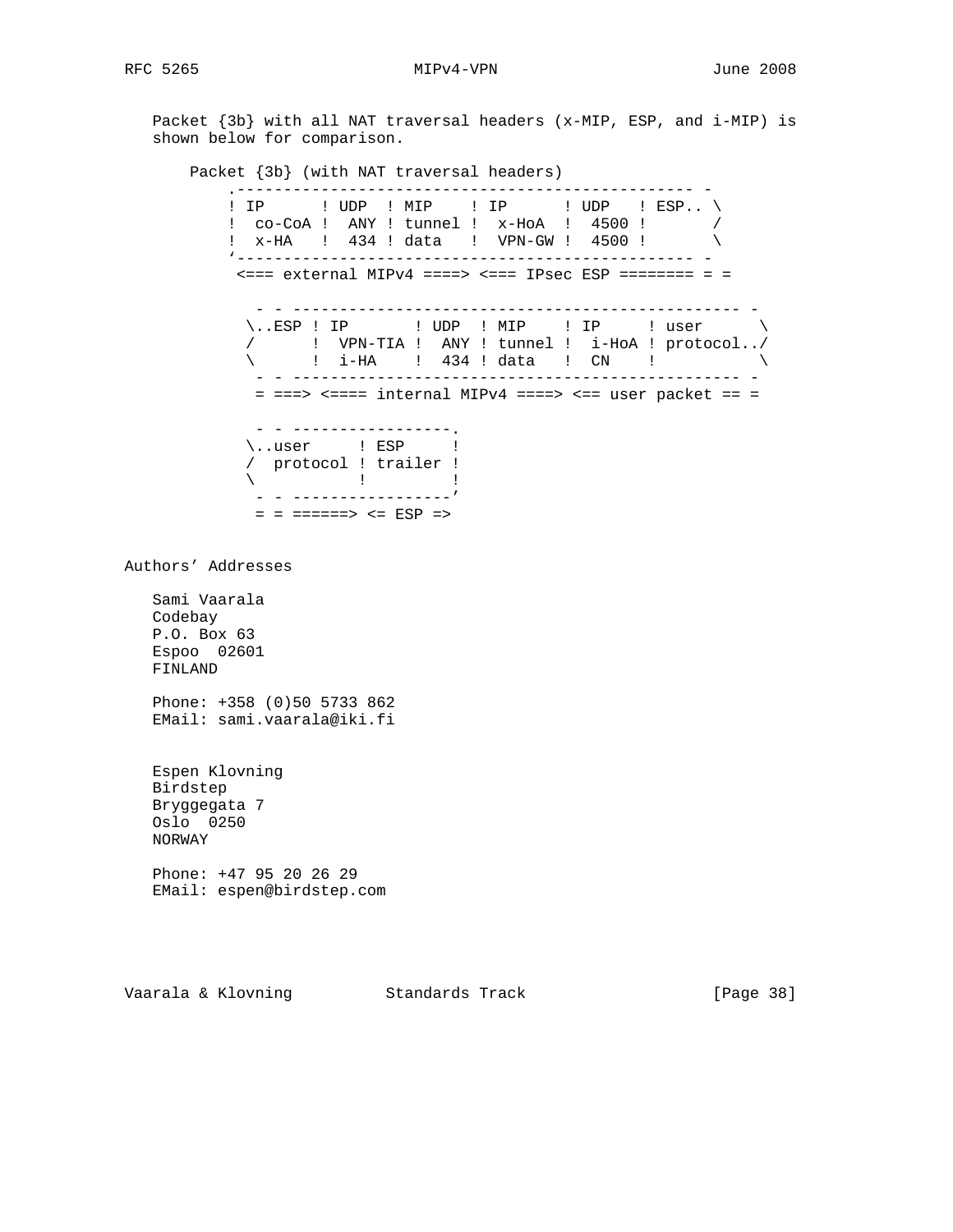Packet {3b} with all NAT traversal headers (x-MIP, ESP, and i-MIP) is shown below for comparison.

```
    Packet {3b} (with NAT traversal headers)
          .----------------------------------------------- -
          ! IP      ! UDP  ! MIP    ! IP      ! UDP   ! ESP.. \
          !  co-CoA !  ANY ! tunnel !  x-HoA  !  4500 !       /
          !  x-HA   !  434 ! data   !  VPN-GW !  4500 !       \
          '----------------------------------------------- -
           <=== external MIPv4 ====> <=== IPsec ESP ======= = =

             - - ---------------------------------------------- -
            \..ESP ! IP       ! UDP  ! MIP    ! IP     ! user      \
            /      !  VPN-TIA !  ANY ! tunnel !  i-HoA ! protocol../
            \      !  i-HA    !  434 ! data   !  CN    !           \
             - - ---------------------------------------------- -
             = ===> <==== internal MIPv4 ====> <== user packet == =

             - - ----------------.
            \..user     ! ESP     !
            /  protocol ! trailer !
            \           !         !
             - - ----------------'
             = = ======> <= ESP =>
```

Authors' Addresses

Sami Vaarala
Codebay
P.O. Box 63
Espoo  02601
FINLAND

Phone: +358 (0)50 5733 862
EMail: sami.vaarala@iki.fi

Espen Klovning
Birdstep
Bryggegata 7
Oslo  0250
NORWAY

Phone: +47 95 20 26 29
EMail: espen@birdstep.com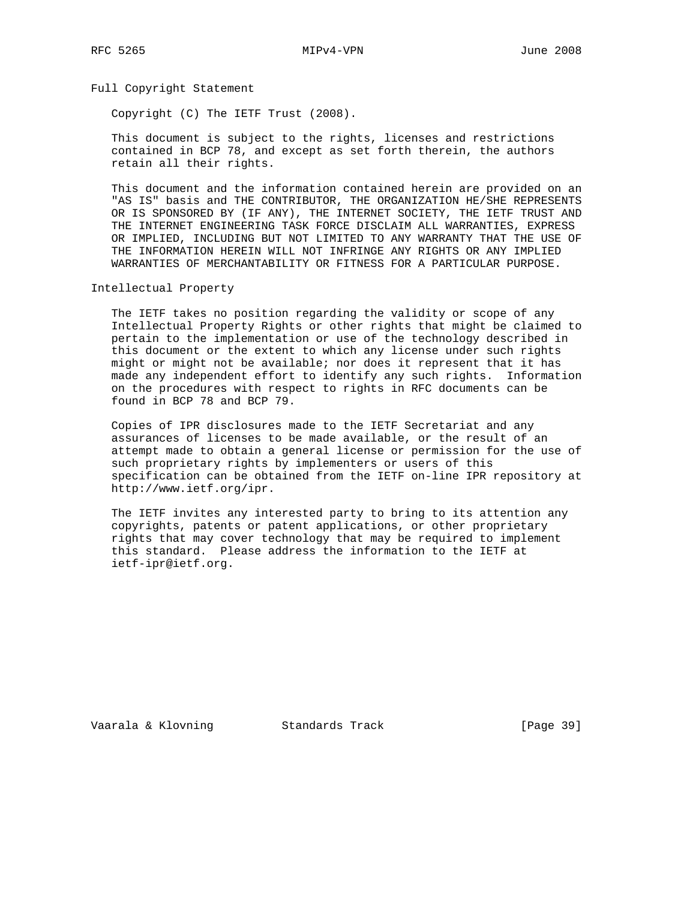## Full Copyright Statement

Copyright (C) The IETF Trust (2008).

This document is subject to the rights, licenses and restrictions contained in BCP 78, and except as set forth therein, the authors retain all their rights.

This document and the information contained herein are provided on an "AS IS" basis and THE CONTRIBUTOR, THE ORGANIZATION HE/SHE REPRESENTS OR IS SPONSORED BY (IF ANY), THE INTERNET SOCIETY, THE IETF TRUST AND THE INTERNET ENGINEERING TASK FORCE DISCLAIM ALL WARRANTIES, EXPRESS OR IMPLIED, INCLUDING BUT NOT LIMITED TO ANY WARRANTY THAT THE USE OF THE INFORMATION HEREIN WILL NOT INFRINGE ANY RIGHTS OR ANY IMPLIED WARRANTIES OF MERCHANTABILITY OR FITNESS FOR A PARTICULAR PURPOSE.

## Intellectual Property

The IETF takes no position regarding the validity or scope of any Intellectual Property Rights or other rights that might be claimed to pertain to the implementation or use of the technology described in this document or the extent to which any license under such rights might or might not be available; nor does it represent that it has made any independent effort to identify any such rights. Information on the procedures with respect to rights in RFC documents can be found in BCP 78 and BCP 79.

Copies of IPR disclosures made to the IETF Secretariat and any assurances of licenses to be made available, or the result of an attempt made to obtain a general license or permission for the use of such proprietary rights by implementers or users of this specification can be obtained from the IETF on-line IPR repository at http://www.ietf.org/ipr.

The IETF invites any interested party to bring to its attention any copyrights, patents or patent applications, or other proprietary rights that may cover technology that may be required to implement this standard. Please address the information to the IETF at ietf-ipr@ietf.org.